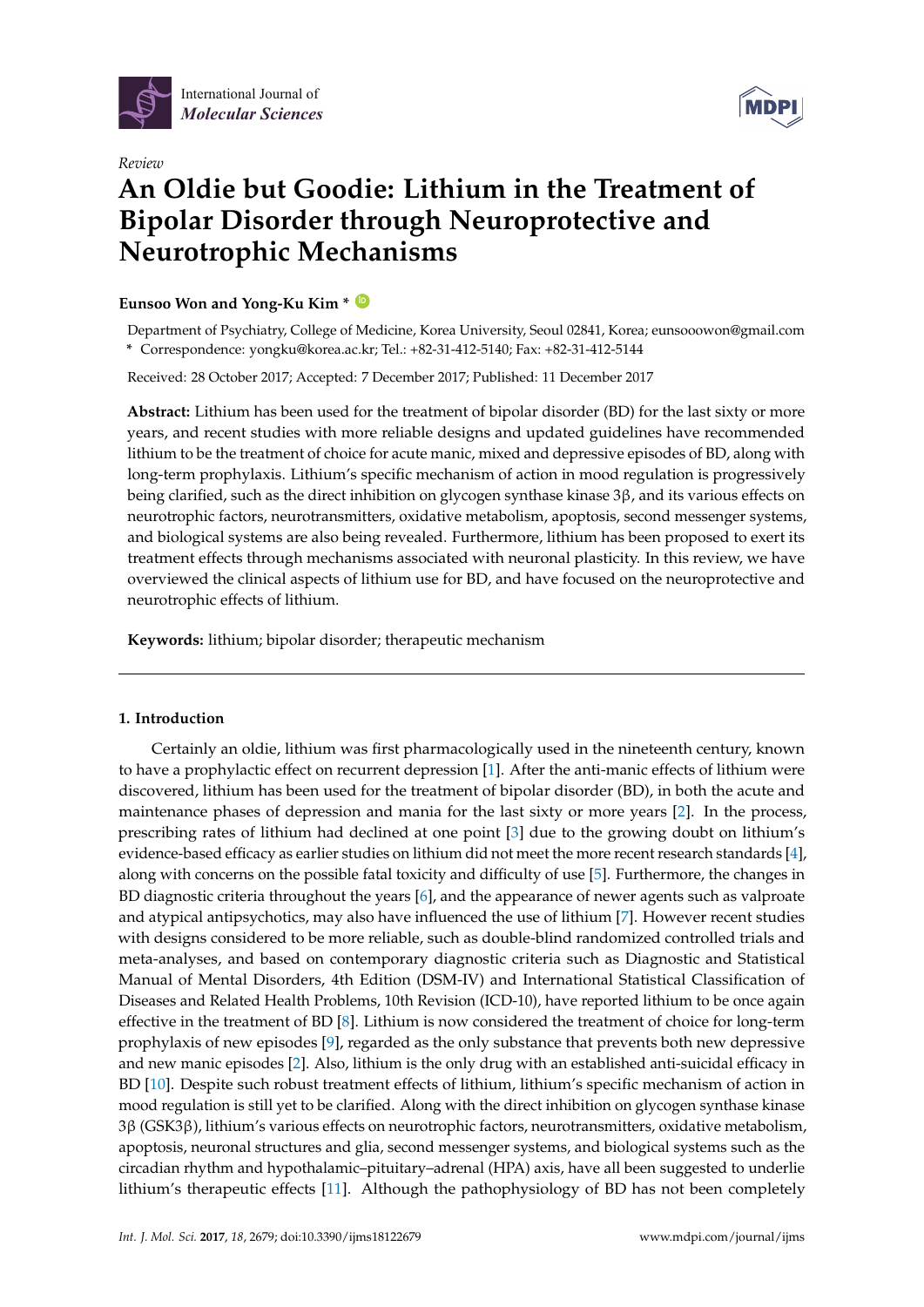*Review*

# An Oldie but Goodie: Lithium in the Treatment of Bipolar Disorder through Neuroprotective and Neurotrophic Mechanisms

**Eunsoo Won and Yong-Ku Kim ***

Department of Psychiatry, College of Medicine, Korea University, Seoul 02841, Korea; eunsooowon@gmail.com
* Correspondence: yongku@korea.ac.kr; Tel.: +82-31-412-5140; Fax: +82-31-412-5144

Received: 28 October 2017; Accepted: 7 December 2017; Published: 11 December 2017

**Abstract:** Lithium has been used for the treatment of bipolar disorder (BD) for the last sixty or more years, and recent studies with more reliable designs and updated guidelines have recommended lithium to be the treatment of choice for acute manic, mixed and depressive episodes of BD, along with long-term prophylaxis. Lithium's specific mechanism of action in mood regulation is progressively being clarified, such as the direct inhibition on glycogen synthase kinase 3β, and its various effects on neurotrophic factors, neurotransmitters, oxidative metabolism, apoptosis, second messenger systems, and biological systems are also being revealed. Furthermore, lithium has been proposed to exert its treatment effects through mechanisms associated with neuronal plasticity. In this review, we have overviewed the clinical aspects of lithium use for BD, and have focused on the neuroprotective and neurotrophic effects of lithium.

**Keywords:** lithium; bipolar disorder; therapeutic mechanism

## 1. Introduction

Certainly an oldie, lithium was first pharmacologically used in the nineteenth century, known to have a prophylactic effect on recurrent depression [1]. After the anti-manic effects of lithium were discovered, lithium has been used for the treatment of bipolar disorder (BD), in both the acute and maintenance phases of depression and mania for the last sixty or more years [2]. In the process, prescribing rates of lithium had declined at one point [3] due to the growing doubt on lithium's evidence-based efficacy as earlier studies on lithium did not meet the more recent research standards [4], along with concerns on the possible fatal toxicity and difficulty of use [5]. Furthermore, the changes in BD diagnostic criteria throughout the years [6], and the appearance of newer agents such as valproate and atypical antipsychotics, may also have influenced the use of lithium [7]. However recent studies with designs considered to be more reliable, such as double-blind randomized controlled trials and meta-analyses, and based on contemporary diagnostic criteria such as Diagnostic and Statistical Manual of Mental Disorders, 4th Edition (DSM-IV) and International Statistical Classification of Diseases and Related Health Problems, 10th Revision (ICD-10), have reported lithium to be once again effective in the treatment of BD [8]. Lithium is now considered the treatment of choice for long-term prophylaxis of new episodes [9], regarded as the only substance that prevents both new depressive and new manic episodes [2]. Also, lithium is the only drug with an established anti-suicidal efficacy in BD [10]. Despite such robust treatment effects of lithium, lithium's specific mechanism of action in mood regulation is still yet to be clarified. Along with the direct inhibition on glycogen synthase kinase 3β (GSK3β), lithium's various effects on neurotrophic factors, neurotransmitters, oxidative metabolism, apoptosis, neuronal structures and glia, second messenger systems, and biological systems such as the circadian rhythm and hypothalamic–pituitary–adrenal (HPA) axis, have all been suggested to underlie lithium's therapeutic effects [11]. Although the pathophysiology of BD has not been completely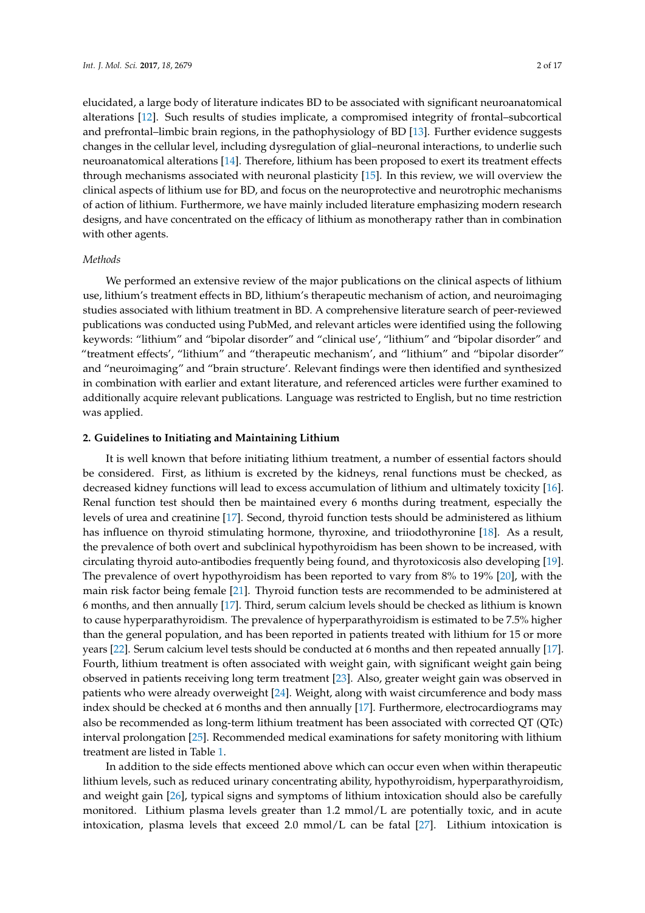elucidated, a large body of literature indicates BD to be associated with significant neuroanatomical alterations [12]. Such results of studies implicate, a compromised integrity of frontal–subcortical and prefrontal–limbic brain regions, in the pathophysiology of BD [13]. Further evidence suggests changes in the cellular level, including dysregulation of glial–neuronal interactions, to underlie such neuroanatomical alterations [14]. Therefore, lithium has been proposed to exert its treatment effects through mechanisms associated with neuronal plasticity [15]. In this review, we will overview the clinical aspects of lithium use for BD, and focus on the neuroprotective and neurotrophic mechanisms of action of lithium. Furthermore, we have mainly included literature emphasizing modern research designs, and have concentrated on the efficacy of lithium as monotherapy rather than in combination with other agents.

*Methods*

We performed an extensive review of the major publications on the clinical aspects of lithium use, lithium's treatment effects in BD, lithium's therapeutic mechanism of action, and neuroimaging studies associated with lithium treatment in BD. A comprehensive literature search of peer-reviewed publications was conducted using PubMed, and relevant articles were identified using the following keywords: "lithium" and "bipolar disorder" and "clinical use', "lithium" and "bipolar disorder" and "treatment effects', "lithium" and "therapeutic mechanism', and "lithium" and "bipolar disorder" and "neuroimaging" and "brain structure'. Relevant findings were then identified and synthesized in combination with earlier and extant literature, and referenced articles were further examined to additionally acquire relevant publications. Language was restricted to English, but no time restriction was applied.

## 2. Guidelines to Initiating and Maintaining Lithium

It is well known that before initiating lithium treatment, a number of essential factors should be considered. First, as lithium is excreted by the kidneys, renal functions must be checked, as decreased kidney functions will lead to excess accumulation of lithium and ultimately toxicity [16]. Renal function test should then be maintained every 6 months during treatment, especially the levels of urea and creatinine [17]. Second, thyroid function tests should be administered as lithium has influence on thyroid stimulating hormone, thyroxine, and triiodothyronine [18]. As a result, the prevalence of both overt and subclinical hypothyroidism has been shown to be increased, with circulating thyroid auto-antibodies frequently being found, and thyrotoxicosis also developing [19]. The prevalence of overt hypothyroidism has been reported to vary from 8% to 19% [20], with the main risk factor being female [21]. Thyroid function tests are recommended to be administered at 6 months, and then annually [17]. Third, serum calcium levels should be checked as lithium is known to cause hyperparathyroidism. The prevalence of hyperparathyroidism is estimated to be 7.5% higher than the general population, and has been reported in patients treated with lithium for 15 or more years [22]. Serum calcium level tests should be conducted at 6 months and then repeated annually [17]. Fourth, lithium treatment is often associated with weight gain, with significant weight gain being observed in patients receiving long term treatment [23]. Also, greater weight gain was observed in patients who were already overweight [24]. Weight, along with waist circumference and body mass index should be checked at 6 months and then annually [17]. Furthermore, electrocardiograms may also be recommended as long-term lithium treatment has been associated with corrected QT (QTc) interval prolongation [25]. Recommended medical examinations for safety monitoring with lithium treatment are listed in Table 1.

In addition to the side effects mentioned above which can occur even when within therapeutic lithium levels, such as reduced urinary concentrating ability, hypothyroidism, hyperparathyroidism, and weight gain [26], typical signs and symptoms of lithium intoxication should also be carefully monitored. Lithium plasma levels greater than 1.2 mmol/L are potentially toxic, and in acute intoxication, plasma levels that exceed 2.0 mmol/L can be fatal [27]. Lithium intoxication is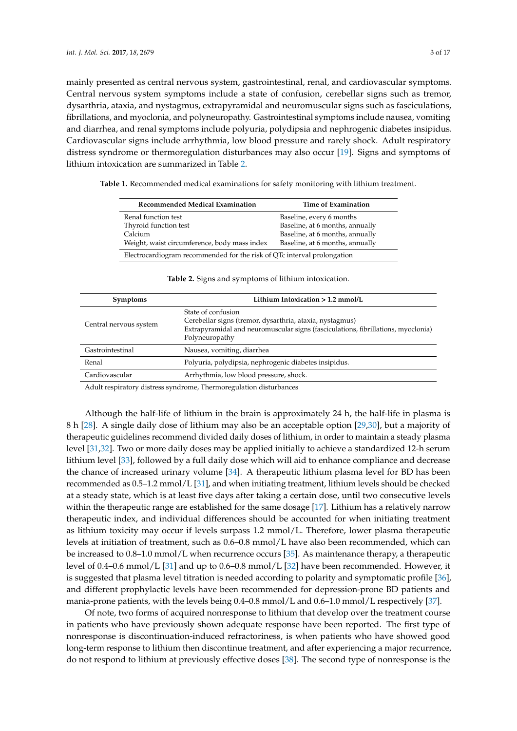mainly presented as central nervous system, gastrointestinal, renal, and cardiovascular symptoms. Central nervous system symptoms include a state of confusion, cerebellar signs such as tremor, dysarthria, ataxia, and nystagmus, extrapyramidal and neuromuscular signs such as fasciculations, fibrillations, and myoclonia, and polyneuropathy. Gastrointestinal symptoms include nausea, vomiting and diarrhea, and renal symptoms include polyuria, polydipsia and nephrogenic diabetes insipidus. Cardiovascular signs include arrhythmia, low blood pressure and rarely shock. Adult respiratory distress syndrome or thermoregulation disturbances may also occur [19]. Signs and symptoms of lithium intoxication are summarized in Table 2.

**Table 1.** Recommended medical examinations for safety monitoring with lithium treatment.

| Recommended Medical Examination | Time of Examination |
|---|---|
| Renal function test | Baseline, every 6 months |
| Thyroid function test | Baseline, at 6 months, annually |
| Calcium | Baseline, at 6 months, annually |
| Weight, waist circumference, body mass index | Baseline, at 6 months, annually |
| Electrocardiogram recommended for the risk of QTc interval prolongation | |

**Table 2.** Signs and symptoms of lithium intoxication.

| Symptoms | Lithium Intoxication > 1.2 mmol/L |
|---|---|
| Central nervous system | State of confusion<br>Cerebellar signs (tremor, dysarthria, ataxia, nystagmus)<br>Extrapyramidal and neuromuscular signs (fasciculations, fibrillations, myoclonia)<br>Polyneuropathy |
| Gastrointestinal | Nausea, vomiting, diarrhea |
| Renal | Polyuria, polydipsia, nephrogenic diabetes insipidus. |
| Cardiovascular | Arrhythmia, low blood pressure, shock. |
| Adult respiratory distress syndrome, Thermoregulation disturbances | |

Although the half-life of lithium in the brain is approximately 24 h, the half-life in plasma is 8 h [28]. A single daily dose of lithium may also be an acceptable option [29,30], but a majority of therapeutic guidelines recommend divided daily doses of lithium, in order to maintain a steady plasma level [31,32]. Two or more daily doses may be applied initially to achieve a standardized 12-h serum lithium level [33], followed by a full daily dose which will aid to enhance compliance and decrease the chance of increased urinary volume [34]. A therapeutic lithium plasma level for BD has been recommended as 0.5–1.2 mmol/L [31], and when initiating treatment, lithium levels should be checked at a steady state, which is at least five days after taking a certain dose, until two consecutive levels within the therapeutic range are established for the same dosage [17]. Lithium has a relatively narrow therapeutic index, and individual differences should be accounted for when initiating treatment as lithium toxicity may occur if levels surpass 1.2 mmol/L. Therefore, lower plasma therapeutic levels at initiation of treatment, such as 0.6–0.8 mmol/L have also been recommended, which can be increased to 0.8–1.0 mmol/L when recurrence occurs [35]. As maintenance therapy, a therapeutic level of 0.4–0.6 mmol/L [31] and up to 0.6–0.8 mmol/L [32] have been recommended. However, it is suggested that plasma level titration is needed according to polarity and symptomatic profile [36], and different prophylactic levels have been recommended for depression-prone BD patients and mania-prone patients, with the levels being 0.4–0.8 mmol/L and 0.6–1.0 mmol/L respectively [37].

Of note, two forms of acquired nonresponse to lithium that develop over the treatment course in patients who have previously shown adequate response have been reported. The first type of nonresponse is discontinuation-induced refractoriness, is when patients who have showed good long-term response to lithium then discontinue treatment, and after experiencing a major recurrence, do not respond to lithium at previously effective doses [38]. The second type of nonresponse is the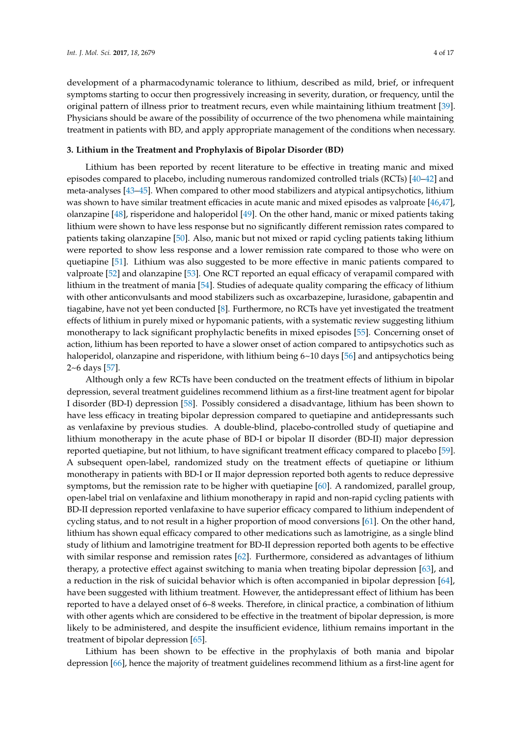development of a pharmacodynamic tolerance to lithium, described as mild, brief, or infrequent symptoms starting to occur then progressively increasing in severity, duration, or frequency, until the original pattern of illness prior to treatment recurs, even while maintaining lithium treatment [39]. Physicians should be aware of the possibility of occurrence of the two phenomena while maintaining treatment in patients with BD, and apply appropriate management of the conditions when necessary.

## 3. Lithium in the Treatment and Prophylaxis of Bipolar Disorder (BD)

Lithium has been reported by recent literature to be effective in treating manic and mixed episodes compared to placebo, including numerous randomized controlled trials (RCTs) [40–42] and meta-analyses [43–45]. When compared to other mood stabilizers and atypical antipsychotics, lithium was shown to have similar treatment efficacies in acute manic and mixed episodes as valproate [46,47], olanzapine [48], risperidone and haloperidol [49]. On the other hand, manic or mixed patients taking lithium were shown to have less response but no significantly different remission rates compared to patients taking olanzapine [50]. Also, manic but not mixed or rapid cycling patients taking lithium were reported to show less response and a lower remission rate compared to those who were on quetiapine [51]. Lithium was also suggested to be more effective in manic patients compared to valproate [52] and olanzapine [53]. One RCT reported an equal efficacy of verapamil compared with lithium in the treatment of mania [54]. Studies of adequate quality comparing the efficacy of lithium with other anticonvulsants and mood stabilizers such as oxcarbazepine, lurasidone, gabapentin and tiagabine, have not yet been conducted [8]. Furthermore, no RCTs have yet investigated the treatment effects of lithium in purely mixed or hypomanic patients, with a systematic review suggesting lithium monotherapy to lack significant prophylactic benefits in mixed episodes [55]. Concerning onset of action, lithium has been reported to have a slower onset of action compared to antipsychotics such as haloperidol, olanzapine and risperidone, with lithium being 6~10 days [56] and antipsychotics being 2~6 days [57].

Although only a few RCTs have been conducted on the treatment effects of lithium in bipolar depression, several treatment guidelines recommend lithium as a first-line treatment agent for bipolar I disorder (BD-I) depression [58]. Possibly considered a disadvantage, lithium has been shown to have less efficacy in treating bipolar depression compared to quetiapine and antidepressants such as venlafaxine by previous studies. A double-blind, placebo-controlled study of quetiapine and lithium monotherapy in the acute phase of BD-I or bipolar II disorder (BD-II) major depression reported quetiapine, but not lithium, to have significant treatment efficacy compared to placebo [59]. A subsequent open-label, randomized study on the treatment effects of quetiapine or lithium monotherapy in patients with BD-I or II major depression reported both agents to reduce depressive symptoms, but the remission rate to be higher with quetiapine [60]. A randomized, parallel group, open-label trial on venlafaxine and lithium monotherapy in rapid and non-rapid cycling patients with BD-II depression reported venlafaxine to have superior efficacy compared to lithium independent of cycling status, and to not result in a higher proportion of mood conversions [61]. On the other hand, lithium has shown equal efficacy compared to other medications such as lamotrigine, as a single blind study of lithium and lamotrigine treatment for BD-II depression reported both agents to be effective with similar response and remission rates [62]. Furthermore, considered as advantages of lithium therapy, a protective effect against switching to mania when treating bipolar depression [63], and a reduction in the risk of suicidal behavior which is often accompanied in bipolar depression [64], have been suggested with lithium treatment. However, the antidepressant effect of lithium has been reported to have a delayed onset of 6–8 weeks. Therefore, in clinical practice, a combination of lithium with other agents which are considered to be effective in the treatment of bipolar depression, is more likely to be administered, and despite the insufficient evidence, lithium remains important in the treatment of bipolar depression [65].

Lithium has been shown to be effective in the prophylaxis of both mania and bipolar depression [66], hence the majority of treatment guidelines recommend lithium as a first-line agent for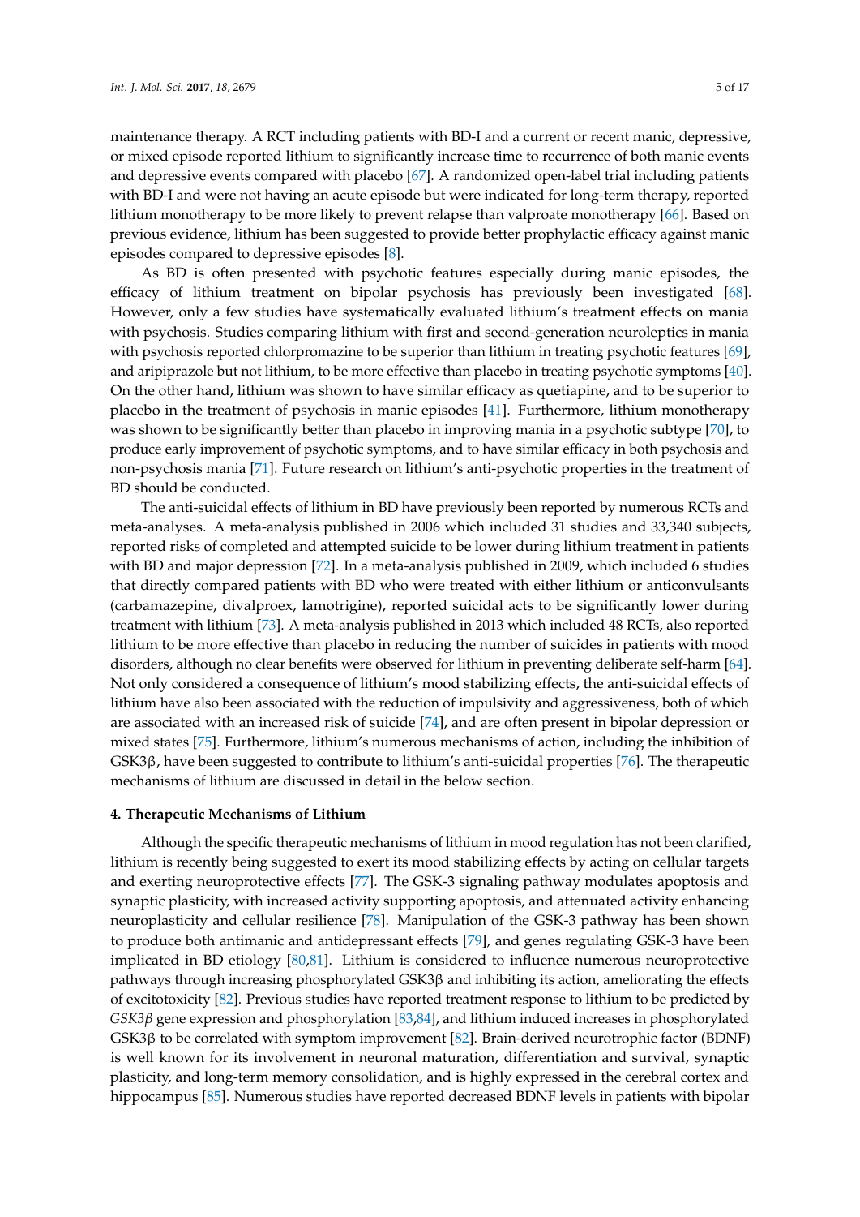maintenance therapy. A RCT including patients with BD-I and a current or recent manic, depressive, or mixed episode reported lithium to significantly increase time to recurrence of both manic events and depressive events compared with placebo [67]. A randomized open-label trial including patients with BD-I and were not having an acute episode but were indicated for long-term therapy, reported lithium monotherapy to be more likely to prevent relapse than valproate monotherapy [66]. Based on previous evidence, lithium has been suggested to provide better prophylactic efficacy against manic episodes compared to depressive episodes [8].

As BD is often presented with psychotic features especially during manic episodes, the efficacy of lithium treatment on bipolar psychosis has previously been investigated [68]. However, only a few studies have systematically evaluated lithium's treatment effects on mania with psychosis. Studies comparing lithium with first and second-generation neuroleptics in mania with psychosis reported chlorpromazine to be superior than lithium in treating psychotic features [69], and aripiprazole but not lithium, to be more effective than placebo in treating psychotic symptoms [40]. On the other hand, lithium was shown to have similar efficacy as quetiapine, and to be superior to placebo in the treatment of psychosis in manic episodes [41]. Furthermore, lithium monotherapy was shown to be significantly better than placebo in improving mania in a psychotic subtype [70], to produce early improvement of psychotic symptoms, and to have similar efficacy in both psychosis and non-psychosis mania [71]. Future research on lithium's anti-psychotic properties in the treatment of BD should be conducted.

The anti-suicidal effects of lithium in BD have previously been reported by numerous RCTs and meta-analyses. A meta-analysis published in 2006 which included 31 studies and 33,340 subjects, reported risks of completed and attempted suicide to be lower during lithium treatment in patients with BD and major depression [72]. In a meta-analysis published in 2009, which included 6 studies that directly compared patients with BD who were treated with either lithium or anticonvulsants (carbamazepine, divalproex, lamotrigine), reported suicidal acts to be significantly lower during treatment with lithium [73]. A meta-analysis published in 2013 which included 48 RCTs, also reported lithium to be more effective than placebo in reducing the number of suicides in patients with mood disorders, although no clear benefits were observed for lithium in preventing deliberate self-harm [64]. Not only considered a consequence of lithium's mood stabilizing effects, the anti-suicidal effects of lithium have also been associated with the reduction of impulsivity and aggressiveness, both of which are associated with an increased risk of suicide [74], and are often present in bipolar depression or mixed states [75]. Furthermore, lithium's numerous mechanisms of action, including the inhibition of GSK3β, have been suggested to contribute to lithium's anti-suicidal properties [76]. The therapeutic mechanisms of lithium are discussed in detail in the below section.

## 4. Therapeutic Mechanisms of Lithium

Although the specific therapeutic mechanisms of lithium in mood regulation has not been clarified, lithium is recently being suggested to exert its mood stabilizing effects by acting on cellular targets and exerting neuroprotective effects [77]. The GSK-3 signaling pathway modulates apoptosis and synaptic plasticity, with increased activity supporting apoptosis, and attenuated activity enhancing neuroplasticity and cellular resilience [78]. Manipulation of the GSK-3 pathway has been shown to produce both antimanic and antidepressant effects [79], and genes regulating GSK-3 have been implicated in BD etiology [80,81]. Lithium is considered to influence numerous neuroprotective pathways through increasing phosphorylated GSK3β and inhibiting its action, ameliorating the effects of excitotoxicity [82]. Previous studies have reported treatment response to lithium to be predicted by *GSK3β* gene expression and phosphorylation [83,84], and lithium induced increases in phosphorylated GSK3β to be correlated with symptom improvement [82]. Brain-derived neurotrophic factor (BDNF) is well known for its involvement in neuronal maturation, differentiation and survival, synaptic plasticity, and long-term memory consolidation, and is highly expressed in the cerebral cortex and hippocampus [85]. Numerous studies have reported decreased BDNF levels in patients with bipolar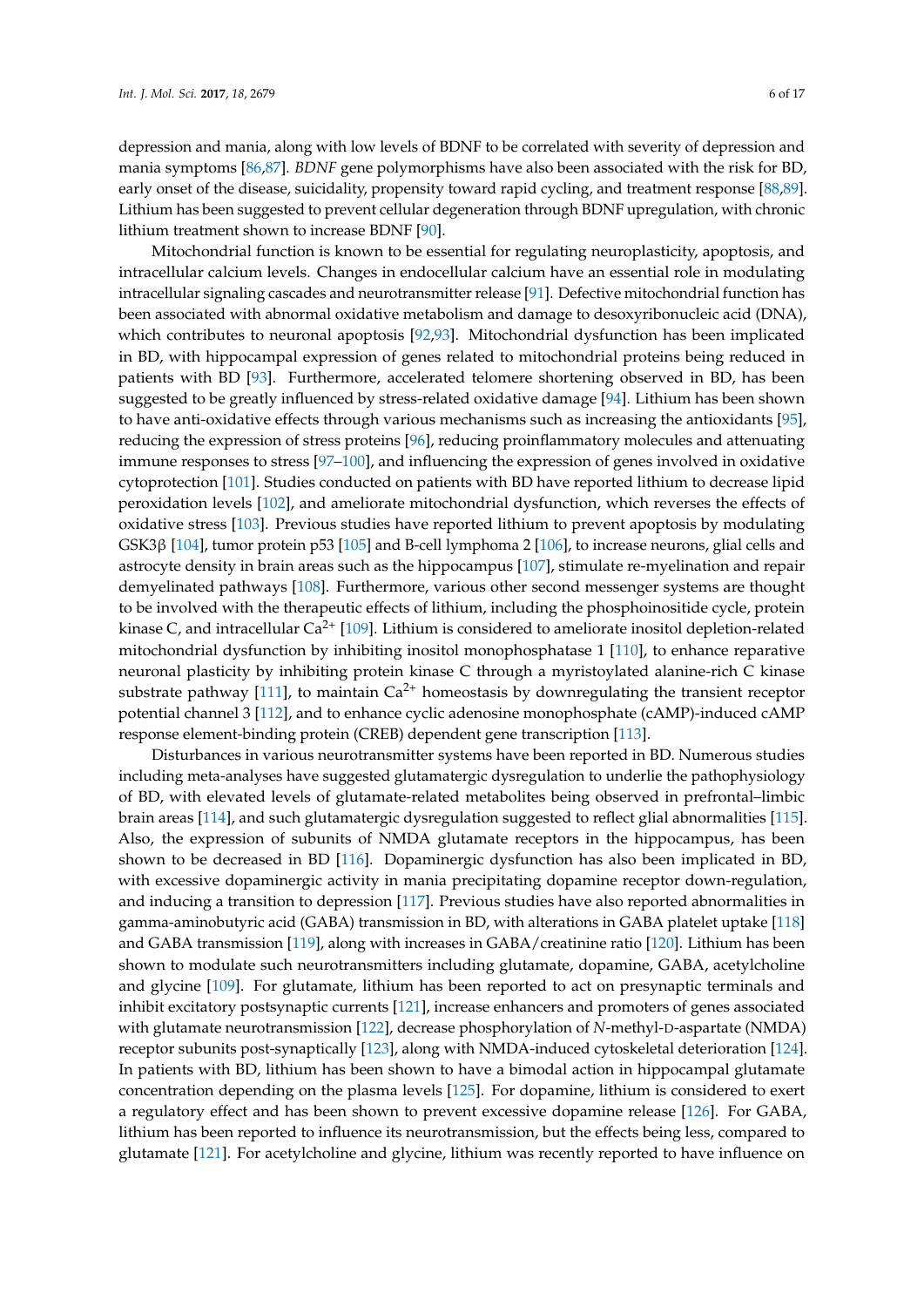depression and mania, along with low levels of BDNF to be correlated with severity of depression and mania symptoms [86,87]. *BDNF* gene polymorphisms have also been associated with the risk for BD, early onset of the disease, suicidality, propensity toward rapid cycling, and treatment response [88,89]. Lithium has been suggested to prevent cellular degeneration through BDNF upregulation, with chronic lithium treatment shown to increase BDNF [90].

Mitochondrial function is known to be essential for regulating neuroplasticity, apoptosis, and intracellular calcium levels. Changes in endocellular calcium have an essential role in modulating intracellular signaling cascades and neurotransmitter release [91]. Defective mitochondrial function has been associated with abnormal oxidative metabolism and damage to desoxyribonucleic acid (DNA), which contributes to neuronal apoptosis [92,93]. Mitochondrial dysfunction has been implicated in BD, with hippocampal expression of genes related to mitochondrial proteins being reduced in patients with BD [93]. Furthermore, accelerated telomere shortening observed in BD, has been suggested to be greatly influenced by stress-related oxidative damage [94]. Lithium has been shown to have anti-oxidative effects through various mechanisms such as increasing the antioxidants [95], reducing the expression of stress proteins [96], reducing proinflammatory molecules and attenuating immune responses to stress [97–100], and influencing the expression of genes involved in oxidative cytoprotection [101]. Studies conducted on patients with BD have reported lithium to decrease lipid peroxidation levels [102], and ameliorate mitochondrial dysfunction, which reverses the effects of oxidative stress [103]. Previous studies have reported lithium to prevent apoptosis by modulating GSK3β [104], tumor protein p53 [105] and B-cell lymphoma 2 [106], to increase neurons, glial cells and astrocyte density in brain areas such as the hippocampus [107], stimulate re-myelination and repair demyelinated pathways [108]. Furthermore, various other second messenger systems are thought to be involved with the therapeutic effects of lithium, including the phosphoinositide cycle, protein kinase C, and intracellular $Ca^{2+}$ [109]. Lithium is considered to ameliorate inositol depletion-related mitochondrial dysfunction by inhibiting inositol monophosphatase 1 [110], to enhance reparative neuronal plasticity by inhibiting protein kinase C through a myristoylated alanine-rich C kinase substrate pathway [111], to maintain $Ca^{2+}$ homeostasis by downregulating the transient receptor potential channel 3 [112], and to enhance cyclic adenosine monophosphate (cAMP)-induced cAMP response element-binding protein (CREB) dependent gene transcription [113].

Disturbances in various neurotransmitter systems have been reported in BD. Numerous studies including meta-analyses have suggested glutamatergic dysregulation to underlie the pathophysiology of BD, with elevated levels of glutamate-related metabolites being observed in prefrontal–limbic brain areas [114], and such glutamatergic dysregulation suggested to reflect glial abnormalities [115]. Also, the expression of subunits of NMDA glutamate receptors in the hippocampus, has been shown to be decreased in BD [116]. Dopaminergic dysfunction has also been implicated in BD, with excessive dopaminergic activity in mania precipitating dopamine receptor down-regulation, and inducing a transition to depression [117]. Previous studies have also reported abnormalities in gamma-aminobutyric acid (GABA) transmission in BD, with alterations in GABA platelet uptake [118] and GABA transmission [119], along with increases in GABA/creatinine ratio [120]. Lithium has been shown to modulate such neurotransmitters including glutamate, dopamine, GABA, acetylcholine and glycine [109]. For glutamate, lithium has been reported to act on presynaptic terminals and inhibit excitatory postsynaptic currents [121], increase enhancers and promoters of genes associated with glutamate neurotransmission [122], decrease phosphorylation of *N*-methyl-D-aspartate (NMDA) receptor subunits post-synaptically [123], along with NMDA-induced cytoskeletal deterioration [124]. In patients with BD, lithium has been shown to have a bimodal action in hippocampal glutamate concentration depending on the plasma levels [125]. For dopamine, lithium is considered to exert a regulatory effect and has been shown to prevent excessive dopamine release [126]. For GABA, lithium has been reported to influence its neurotransmission, but the effects being less, compared to glutamate [121]. For acetylcholine and glycine, lithium was recently reported to have influence on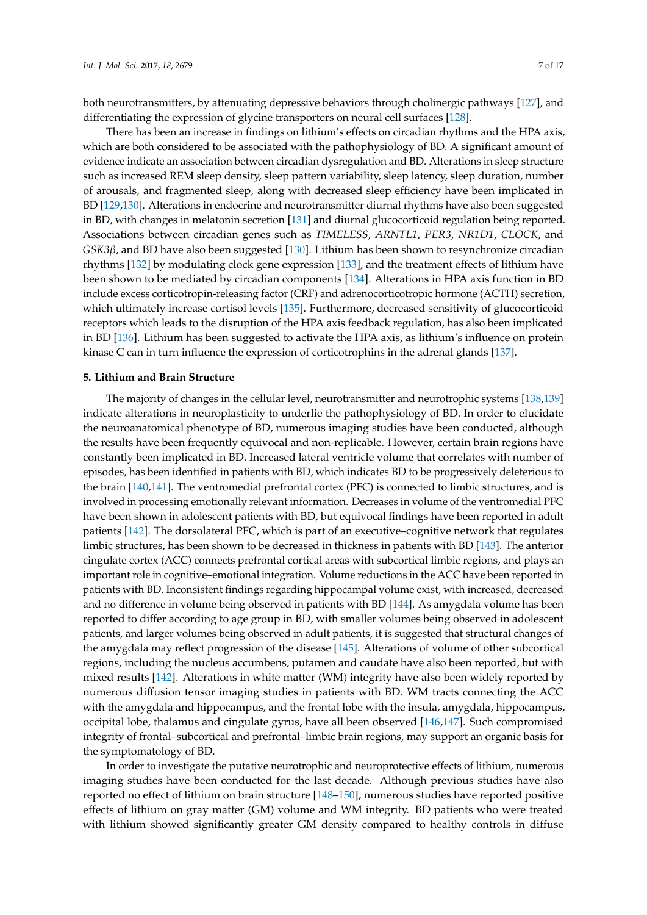both neurotransmitters, by attenuating depressive behaviors through cholinergic pathways [127], and differentiating the expression of glycine transporters on neural cell surfaces [128].

There has been an increase in findings on lithium's effects on circadian rhythms and the HPA axis, which are both considered to be associated with the pathophysiology of BD. A significant amount of evidence indicate an association between circadian dysregulation and BD. Alterations in sleep structure such as increased REM sleep density, sleep pattern variability, sleep latency, sleep duration, number of arousals, and fragmented sleep, along with decreased sleep efficiency have been implicated in BD [129,130]. Alterations in endocrine and neurotransmitter diurnal rhythms have also been suggested in BD, with changes in melatonin secretion [131] and diurnal glucocorticoid regulation being reported. Associations between circadian genes such as *TIMELESS*, *ARNTL1*, *PER3*, *NR1D1*, *CLOCK*, and *GSK3β*, and BD have also been suggested [130]. Lithium has been shown to resynchronize circadian rhythms [132] by modulating clock gene expression [133], and the treatment effects of lithium have been shown to be mediated by circadian components [134]. Alterations in HPA axis function in BD include excess corticotropin-releasing factor (CRF) and adrenocorticotropic hormone (ACTH) secretion, which ultimately increase cortisol levels [135]. Furthermore, decreased sensitivity of glucocorticoid receptors which leads to the disruption of the HPA axis feedback regulation, has also been implicated in BD [136]. Lithium has been suggested to activate the HPA axis, as lithium's influence on protein kinase C can in turn influence the expression of corticotrophins in the adrenal glands [137].

## 5. Lithium and Brain Structure

The majority of changes in the cellular level, neurotransmitter and neurotrophic systems [138,139] indicate alterations in neuroplasticity to underlie the pathophysiology of BD. In order to elucidate the neuroanatomical phenotype of BD, numerous imaging studies have been conducted, although the results have been frequently equivocal and non-replicable. However, certain brain regions have constantly been implicated in BD. Increased lateral ventricle volume that correlates with number of episodes, has been identified in patients with BD, which indicates BD to be progressively deleterious to the brain [140,141]. The ventromedial prefrontal cortex (PFC) is connected to limbic structures, and is involved in processing emotionally relevant information. Decreases in volume of the ventromedial PFC have been shown in adolescent patients with BD, but equivocal findings have been reported in adult patients [142]. The dorsolateral PFC, which is part of an executive–cognitive network that regulates limbic structures, has been shown to be decreased in thickness in patients with BD [143]. The anterior cingulate cortex (ACC) connects prefrontal cortical areas with subcortical limbic regions, and plays an important role in cognitive–emotional integration. Volume reductions in the ACC have been reported in patients with BD. Inconsistent findings regarding hippocampal volume exist, with increased, decreased and no difference in volume being observed in patients with BD [144]. As amygdala volume has been reported to differ according to age group in BD, with smaller volumes being observed in adolescent patients, and larger volumes being observed in adult patients, it is suggested that structural changes of the amygdala may reflect progression of the disease [145]. Alterations of volume of other subcortical regions, including the nucleus accumbens, putamen and caudate have also been reported, but with mixed results [142]. Alterations in white matter (WM) integrity have also been widely reported by numerous diffusion tensor imaging studies in patients with BD. WM tracts connecting the ACC with the amygdala and hippocampus, and the frontal lobe with the insula, amygdala, hippocampus, occipital lobe, thalamus and cingulate gyrus, have all been observed [146,147]. Such compromised integrity of frontal–subcortical and prefrontal–limbic brain regions, may support an organic basis for the symptomatology of BD.

In order to investigate the putative neurotrophic and neuroprotective effects of lithium, numerous imaging studies have been conducted for the last decade. Although previous studies have also reported no effect of lithium on brain structure [148–150], numerous studies have reported positive effects of lithium on gray matter (GM) volume and WM integrity. BD patients who were treated with lithium showed significantly greater GM density compared to healthy controls in diffuse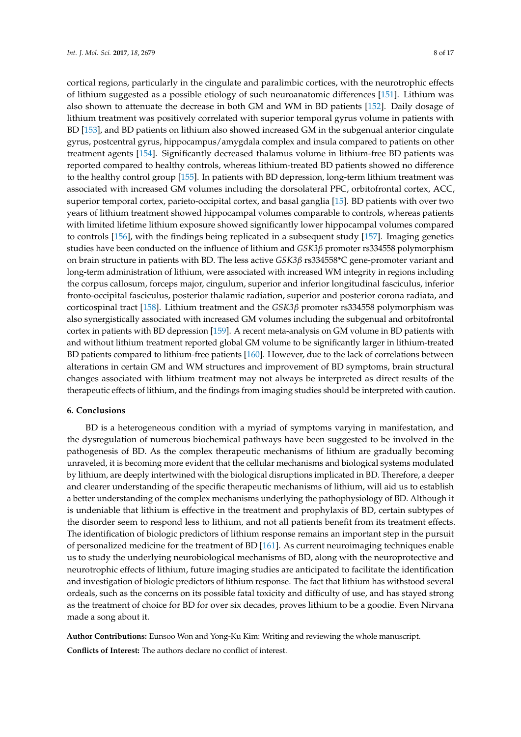cortical regions, particularly in the cingulate and paralimbic cortices, with the neurotrophic effects of lithium suggested as a possible etiology of such neuroanatomic differences [151]. Lithium was also shown to attenuate the decrease in both GM and WM in BD patients [152]. Daily dosage of lithium treatment was positively correlated with superior temporal gyrus volume in patients with BD [153], and BD patients on lithium also showed increased GM in the subgenual anterior cingulate gyrus, postcentral gyrus, hippocampus/amygdala complex and insula compared to patients on other treatment agents [154]. Significantly decreased thalamus volume in lithium-free BD patients was reported compared to healthy controls, whereas lithium-treated BD patients showed no difference to the healthy control group [155]. In patients with BD depression, long-term lithium treatment was associated with increased GM volumes including the dorsolateral PFC, orbitofrontal cortex, ACC, superior temporal cortex, parieto-occipital cortex, and basal ganglia [15]. BD patients with over two years of lithium treatment showed hippocampal volumes comparable to controls, whereas patients with limited lifetime lithium exposure showed significantly lower hippocampal volumes compared to controls [156], with the findings being replicated in a subsequent study [157]. Imaging genetics studies have been conducted on the influence of lithium and *GSK3β* promoter rs334558 polymorphism on brain structure in patients with BD. The less active *GSK3β* rs334558*C gene-promoter variant and long-term administration of lithium, were associated with increased WM integrity in regions including the corpus callosum, forceps major, cingulum, superior and inferior longitudinal fasciculus, inferior fronto-occipital fasciculus, posterior thalamic radiation, superior and posterior corona radiata, and corticospinal tract [158]. Lithium treatment and the *GSK3β* promoter rs334558 polymorphism was also synergistically associated with increased GM volumes including the subgenual and orbitofrontal cortex in patients with BD depression [159]. A recent meta-analysis on GM volume in BD patients with and without lithium treatment reported global GM volume to be significantly larger in lithium-treated BD patients compared to lithium-free patients [160]. However, due to the lack of correlations between alterations in certain GM and WM structures and improvement of BD symptoms, brain structural changes associated with lithium treatment may not always be interpreted as direct results of the therapeutic effects of lithium, and the findings from imaging studies should be interpreted with caution.

## 6. Conclusions

BD is a heterogeneous condition with a myriad of symptoms varying in manifestation, and the dysregulation of numerous biochemical pathways have been suggested to be involved in the pathogenesis of BD. As the complex therapeutic mechanisms of lithium are gradually becoming unraveled, it is becoming more evident that the cellular mechanisms and biological systems modulated by lithium, are deeply intertwined with the biological disruptions implicated in BD. Therefore, a deeper and clearer understanding of the specific therapeutic mechanisms of lithium, will aid us to establish a better understanding of the complex mechanisms underlying the pathophysiology of BD. Although it is undeniable that lithium is effective in the treatment and prophylaxis of BD, certain subtypes of the disorder seem to respond less to lithium, and not all patients benefit from its treatment effects. The identification of biologic predictors of lithium response remains an important step in the pursuit of personalized medicine for the treatment of BD [161]. As current neuroimaging techniques enable us to study the underlying neurobiological mechanisms of BD, along with the neuroprotective and neurotrophic effects of lithium, future imaging studies are anticipated to facilitate the identification and investigation of biologic predictors of lithium response. The fact that lithium has withstood several ordeals, such as the concerns on its possible fatal toxicity and difficulty of use, and has stayed strong as the treatment of choice for BD for over six decades, proves lithium to be a goodie. Even Nirvana made a song about it.

**Author Contributions:** Eunsoo Won and Yong-Ku Kim: Writing and reviewing the whole manuscript.

**Conflicts of Interest:** The authors declare no conflict of interest.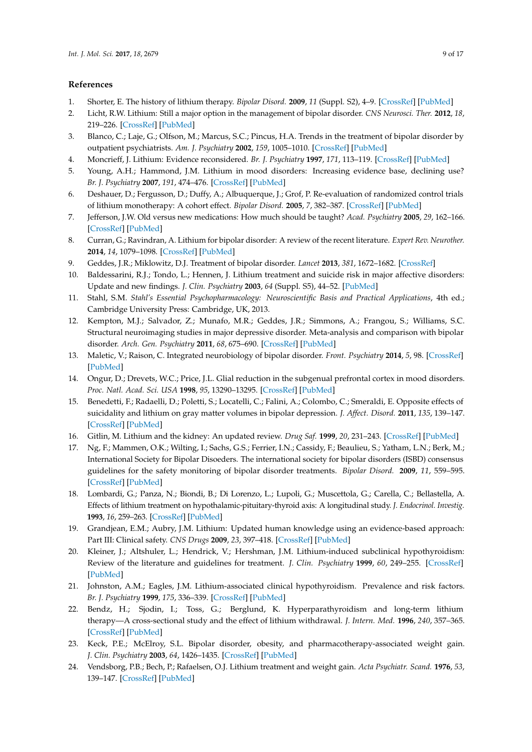## References

1. Shorter, E. The history of lithium therapy. *Bipolar Disord.* **2009**, *11* (Suppl. S2), 4–9. [CrossRef] [PubMed]
2. Licht, R.W. Lithium: Still a major option in the management of bipolar disorder. *CNS Neurosci. Ther.* **2012**, *18*, 219–226. [CrossRef] [PubMed]
3. Blanco, C.; Laje, G.; Olfson, M.; Marcus, S.C.; Pincus, H.A. Trends in the treatment of bipolar disorder by outpatient psychiatrists. *Am. J. Psychiatry* **2002**, *159*, 1005–1010. [CrossRef] [PubMed]
4. Moncrieff, J. Lithium: Evidence reconsidered. *Br. J. Psychiatry* **1997**, *171*, 113–119. [CrossRef] [PubMed]
5. Young, A.H.; Hammond, J.M. Lithium in mood disorders: Increasing evidence base, declining use? *Br. J. Psychiatry* **2007**, *191*, 474–476. [CrossRef] [PubMed]
6. Deshauer, D.; Fergusson, D.; Duffy, A.; Albuquerque, J.; Grof, P. Re-evaluation of randomized control trials of lithium monotherapy: A cohort effect. *Bipolar Disord.* **2005**, *7*, 382–387. [CrossRef] [PubMed]
7. Jefferson, J.W. Old versus new medications: How much should be taught? *Acad. Psychiatry* **2005**, *29*, 162–166. [CrossRef] [PubMed]
8. Curran, G.; Ravindran, A. Lithium for bipolar disorder: A review of the recent literature. *Expert Rev. Neurother.* **2014**, *14*, 1079–1098. [CrossRef] [PubMed]
9. Geddes, J.R.; Miklowitz, D.J. Treatment of bipolar disorder. *Lancet* **2013**, *381*, 1672–1682. [CrossRef]
10. Baldessarini, R.J.; Tondo, L.; Hennen, J. Lithium treatment and suicide risk in major affective disorders: Update and new findings. *J. Clin. Psychiatry* **2003**, *64* (Suppl. S5), 44–52. [PubMed]
11. Stahl, S.M. *Stahl's Essential Psychopharmacology: Neuroscientific Basis and Practical Applications*, 4th ed.; Cambridge University Press: Cambridge, UK, 2013.
12. Kempton, M.J.; Salvador, Z.; Munafo, M.R.; Geddes, J.R.; Simmons, A.; Frangou, S.; Williams, S.C. Structural neuroimaging studies in major depressive disorder. Meta-analysis and comparison with bipolar disorder. *Arch. Gen. Psychiatry* **2011**, *68*, 675–690. [CrossRef] [PubMed]
13. Maletic, V.; Raison, C. Integrated neurobiology of bipolar disorder. *Front. Psychiatry* **2014**, *5*, 98. [CrossRef] [PubMed]
14. Ongur, D.; Drevets, W.C.; Price, J.L. Glial reduction in the subgenual prefrontal cortex in mood disorders. *Proc. Natl. Acad. Sci. USA* **1998**, *95*, 13290–13295. [CrossRef] [PubMed]
15. Benedetti, F.; Radaelli, D.; Poletti, S.; Locatelli, C.; Falini, A.; Colombo, C.; Smeraldi, E. Opposite effects of suicidality and lithium on gray matter volumes in bipolar depression. *J. Affect. Disord.* **2011**, *135*, 139–147. [CrossRef] [PubMed]
16. Gitlin, M. Lithium and the kidney: An updated review. *Drug Saf.* **1999**, *20*, 231–243. [CrossRef] [PubMed]
17. Ng, F.; Mammen, O.K.; Wilting, I.; Sachs, G.S.; Ferrier, I.N.; Cassidy, F.; Beaulieu, S.; Yatham, L.N.; Berk, M.; International Society for Bipolar Disoeders. The international society for bipolar disorders (ISBD) consensus guidelines for the safety monitoring of bipolar disorder treatments. *Bipolar Disord.* **2009**, *11*, 559–595. [CrossRef] [PubMed]
18. Lombardi, G.; Panza, N.; Biondi, B.; Di Lorenzo, L.; Lupoli, G.; Muscettola, G.; Carella, C.; Bellastella, A. Effects of lithium treatment on hypothalamic-pituitary-thyroid axis: A longitudinal study. *J. Endocrinol. Investig.* **1993**, *16*, 259–263. [CrossRef] [PubMed]
19. Grandjean, E.M.; Aubry, J.M. Lithium: Updated human knowledge using an evidence-based approach: Part III: Clinical safety. *CNS Drugs* **2009**, *23*, 397–418. [CrossRef] [PubMed]
20. Kleiner, J.; Altshuler, L.; Hendrick, V.; Hershman, J.M. Lithium-induced subclinical hypothyroidism: Review of the literature and guidelines for treatment. *J. Clin. Psychiatry* **1999**, *60*, 249–255. [CrossRef] [PubMed]
21. Johnston, A.M.; Eagles, J.M. Lithium-associated clinical hypothyroidism. Prevalence and risk factors. *Br. J. Psychiatry* **1999**, *175*, 336–339. [CrossRef] [PubMed]
22. Bendz, H.; Sjodin, I.; Toss, G.; Berglund, K. Hyperparathyroidism and long-term lithium therapy—A cross-sectional study and the effect of lithium withdrawal. *J. Intern. Med.* **1996**, *240*, 357–365. [CrossRef] [PubMed]
23. Keck, P.E.; McElroy, S.L. Bipolar disorder, obesity, and pharmacotherapy-associated weight gain. *J. Clin. Psychiatry* **2003**, *64*, 1426–1435. [CrossRef] [PubMed]
24. Vendsborg, P.B.; Bech, P.; Rafaelsen, O.J. Lithium treatment and weight gain. *Acta Psychiatr. Scand.* **1976**, *53*, 139–147. [CrossRef] [PubMed]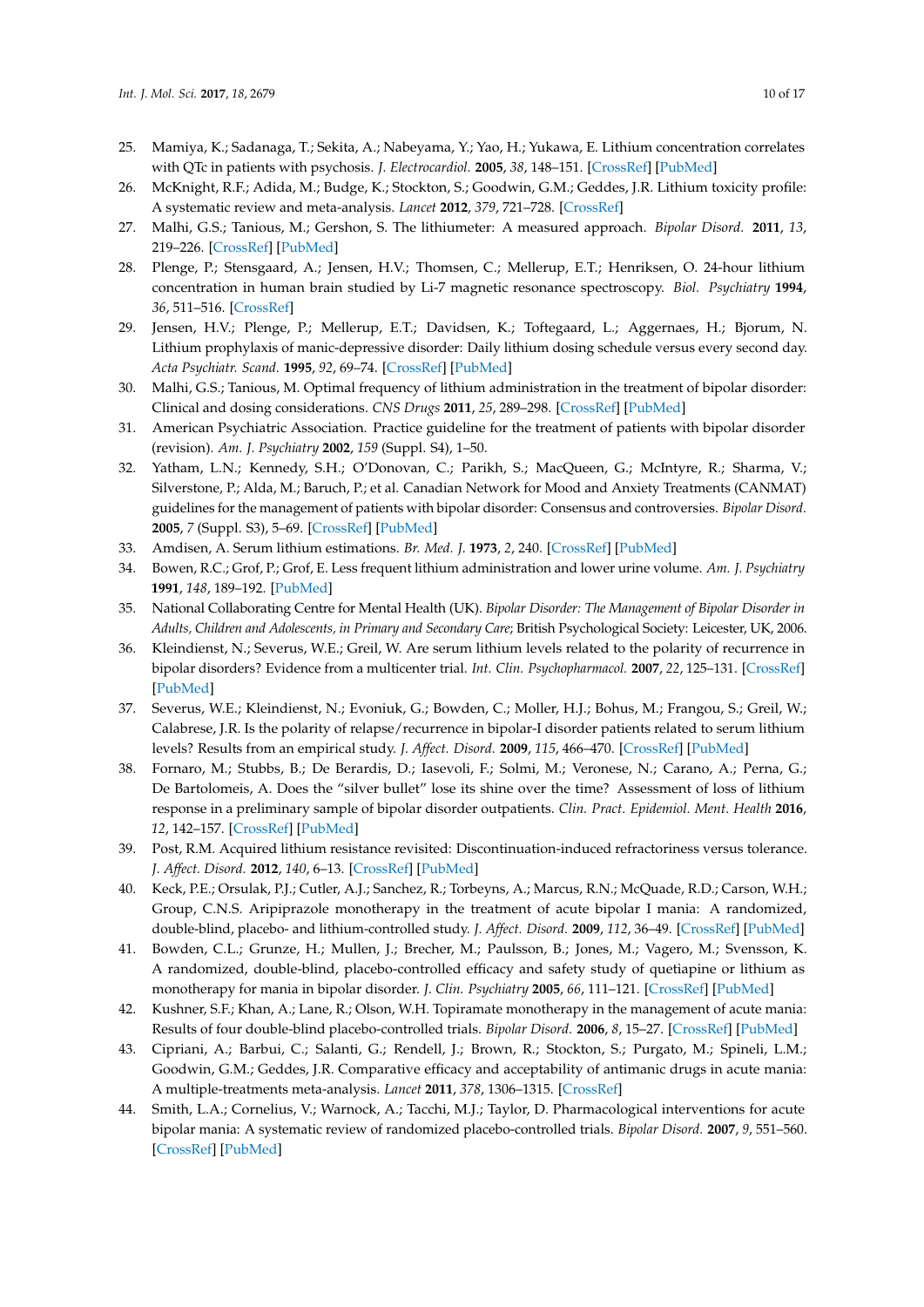25. Mamiya, K.; Sadanaga, T.; Sekita, A.; Nabeyama, Y.; Yao, H.; Yukawa, E. Lithium concentration correlates with QTc in patients with psychosis. *J. Electrocardiol.* **2005**, *38*, 148–151. [CrossRef] [PubMed]
26. McKnight, R.F.; Adida, M.; Budge, K.; Stockton, S.; Goodwin, G.M.; Geddes, J.R. Lithium toxicity profile: A systematic review and meta-analysis. *Lancet* **2012**, *379*, 721–728. [CrossRef]
27. Malhi, G.S.; Tanious, M.; Gershon, S. The lithiumeter: A measured approach. *Bipolar Disord.* **2011**, *13*, 219–226. [CrossRef] [PubMed]
28. Plenge, P.; Stensgaard, A.; Jensen, H.V.; Thomsen, C.; Mellerup, E.T.; Henriksen, O. 24-hour lithium concentration in human brain studied by Li-7 magnetic resonance spectroscopy. *Biol. Psychiatry* **1994**, *36*, 511–516. [CrossRef]
29. Jensen, H.V.; Plenge, P.; Mellerup, E.T.; Davidsen, K.; Toftegaard, L.; Aggernaes, H.; Bjorum, N. Lithium prophylaxis of manic-depressive disorder: Daily lithium dosing schedule versus every second day. *Acta Psychiatr. Scand.* **1995**, *92*, 69–74. [CrossRef] [PubMed]
30. Malhi, G.S.; Tanious, M. Optimal frequency of lithium administration in the treatment of bipolar disorder: Clinical and dosing considerations. *CNS Drugs* **2011**, *25*, 289–298. [CrossRef] [PubMed]
31. American Psychiatric Association. Practice guideline for the treatment of patients with bipolar disorder (revision). *Am. J. Psychiatry* **2002**, *159* (Suppl. S4), 1–50.
32. Yatham, L.N.; Kennedy, S.H.; O'Donovan, C.; Parikh, S.; MacQueen, G.; McIntyre, R.; Sharma, V.; Silverstone, P.; Alda, M.; Baruch, P.; et al. Canadian Network for Mood and Anxiety Treatments (CANMAT) guidelines for the management of patients with bipolar disorder: Consensus and controversies. *Bipolar Disord.* **2005**, *7* (Suppl. S3), 5–69. [CrossRef] [PubMed]
33. Amdisen, A. Serum lithium estimations. *Br. Med. J.* **1973**, *2*, 240. [CrossRef] [PubMed]
34. Bowen, R.C.; Grof, P.; Grof, E. Less frequent lithium administration and lower urine volume. *Am. J. Psychiatry* **1991**, *148*, 189–192. [PubMed]
35. National Collaborating Centre for Mental Health (UK). *Bipolar Disorder: The Management of Bipolar Disorder in Adults, Children and Adolescents, in Primary and Secondary Care*; British Psychological Society: Leicester, UK, 2006.
36. Kleindienst, N.; Severus, W.E.; Greil, W. Are serum lithium levels related to the polarity of recurrence in bipolar disorders? Evidence from a multicenter trial. *Int. Clin. Psychopharmacol.* **2007**, *22*, 125–131. [CrossRef] [PubMed]
37. Severus, W.E.; Kleindienst, N.; Evoniuk, G.; Bowden, C.; Moller, H.J.; Bohus, M.; Frangou, S.; Greil, W.; Calabrese, J.R. Is the polarity of relapse/recurrence in bipolar-I disorder patients related to serum lithium levels? Results from an empirical study. *J. Affect. Disord.* **2009**, *115*, 466–470. [CrossRef] [PubMed]
38. Fornaro, M.; Stubbs, B.; De Berardis, D.; Iasevoli, F.; Solmi, M.; Veronese, N.; Carano, A.; Perna, G.; De Bartolomeis, A. Does the "silver bullet" lose its shine over the time? Assessment of loss of lithium response in a preliminary sample of bipolar disorder outpatients. *Clin. Pract. Epidemiol. Ment. Health* **2016**, *12*, 142–157. [CrossRef] [PubMed]
39. Post, R.M. Acquired lithium resistance revisited: Discontinuation-induced refractoriness versus tolerance. *J. Affect. Disord.* **2012**, *140*, 6–13. [CrossRef] [PubMed]
40. Keck, P.E.; Orsulak, P.J.; Cutler, A.J.; Sanchez, R.; Torbeyns, A.; Marcus, R.N.; McQuade, R.D.; Carson, W.H.; Group, C.N.S. Aripiprazole monotherapy in the treatment of acute bipolar I mania: A randomized, double-blind, placebo- and lithium-controlled study. *J. Affect. Disord.* **2009**, *112*, 36–49. [CrossRef] [PubMed]
41. Bowden, C.L.; Grunze, H.; Mullen, J.; Brecher, M.; Paulsson, B.; Jones, M.; Vagero, M.; Svensson, K. A randomized, double-blind, placebo-controlled efficacy and safety study of quetiapine or lithium as monotherapy for mania in bipolar disorder. *J. Clin. Psychiatry* **2005**, *66*, 111–121. [CrossRef] [PubMed]
42. Kushner, S.F.; Khan, A.; Lane, R.; Olson, W.H. Topiramate monotherapy in the management of acute mania: Results of four double-blind placebo-controlled trials. *Bipolar Disord.* **2006**, *8*, 15–27. [CrossRef] [PubMed]
43. Cipriani, A.; Barbui, C.; Salanti, G.; Rendell, J.; Brown, R.; Stockton, S.; Purgato, M.; Spineli, L.M.; Goodwin, G.M.; Geddes, J.R. Comparative efficacy and acceptability of antimanic drugs in acute mania: A multiple-treatments meta-analysis. *Lancet* **2011**, *378*, 1306–1315. [CrossRef]
44. Smith, L.A.; Cornelius, V.; Warnock, A.; Tacchi, M.J.; Taylor, D. Pharmacological interventions for acute bipolar mania: A systematic review of randomized placebo-controlled trials. *Bipolar Disord.* **2007**, *9*, 551–560. [CrossRef] [PubMed]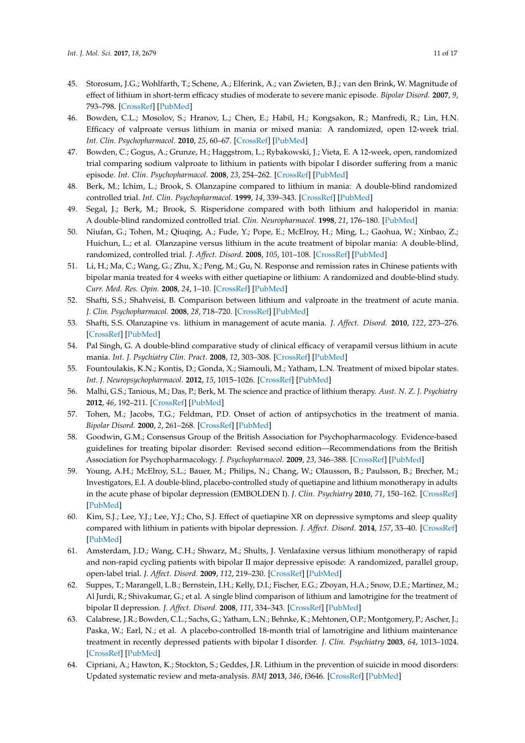45. Storosum, J.G.; Wohlfarth, T.; Schene, A.; Elferink, A.; van Zwieten, B.J.; van den Brink, W. Magnitude of effect of lithium in short-term efficacy studies of moderate to severe manic episode. *Bipolar Disord.* **2007**, *9*, 793–798. [CrossRef] [PubMed]
46. Bowden, C.L.; Mosolov, S.; Hranov, L.; Chen, E.; Habil, H.; Kongsakon, R.; Manfredi, R.; Lin, H.N. Efficacy of valproate versus lithium in mania or mixed mania: A randomized, open 12-week trial. *Int. Clin. Psychopharmacol.* **2010**, *25*, 60–67. [CrossRef] [PubMed]
47. Bowden, C.; Gogus, A.; Grunze, H.; Haggstrom, L.; Rybakowski, J.; Vieta, E. A 12-week, open, randomized trial comparing sodium valproate to lithium in patients with bipolar I disorder suffering from a manic episode. *Int. Clin. Psychopharmacol.* **2008**, *23*, 254–262. [CrossRef] [PubMed]
48. Berk, M.; Ichim, L.; Brook, S. Olanzapine compared to lithium in mania: A double-blind randomized controlled trial. *Int. Clin. Psychopharmacol.* **1999**, *14*, 339–343. [CrossRef] [PubMed]
49. Segal, J.; Berk, M.; Brook, S. Risperidone compared with both lithium and haloperidol in mania: A double-blind randomized controlled trial. *Clin. Neuropharmacol.* **1998**, *21*, 176–180. [PubMed]
50. Niufan, G.; Tohen, M.; Qiuqing, A.; Fude, Y.; Pope, E.; McElroy, H.; Ming, L.; Gaohua, W.; Xinbao, Z.; Huichun, L.; et al. Olanzapine versus lithium in the acute treatment of bipolar mania: A double-blind, randomized, controlled trial. *J. Affect. Disord.* **2008**, *105*, 101–108. [CrossRef] [PubMed]
51. Li, H.; Ma, C.; Wang, G.; Zhu, X.; Peng, M.; Gu, N. Response and remission rates in Chinese patients with bipolar mania treated for 4 weeks with either quetiapine or lithium: A randomized and double-blind study. *Curr. Med. Res. Opin.* **2008**, *24*, 1–10. [CrossRef] [PubMed]
52. Shafti, S.S.; Shahveisi, B. Comparison between lithium and valproate in the treatment of acute mania. *J. Clin. Psychopharmacol.* **2008**, *28*, 718–720. [CrossRef] [PubMed]
53. Shafti, S.S. Olanzapine vs. lithium in management of acute mania. *J. Affect. Disord.* **2010**, *122*, 273–276. [CrossRef] [PubMed]
54. Pal Singh, G. A double-blind comparative study of clinical efficacy of verapamil versus lithium in acute mania. *Int. J. Psychiatry Clin. Pract.* **2008**, *12*, 303–308. [CrossRef] [PubMed]
55. Fountoulakis, K.N.; Kontis, D.; Gonda, X.; Siamouli, M.; Yatham, L.N. Treatment of mixed bipolar states. *Int. J. Neuropsychopharmacol.* **2012**, *15*, 1015–1026. [CrossRef] [PubMed]
56. Malhi, G.S.; Tanious, M.; Das, P.; Berk, M. The science and practice of lithium therapy. *Aust. N. Z. J. Psychiatry* **2012**, *46*, 192–211. [CrossRef] [PubMed]
57. Tohen, M.; Jacobs, T.G.; Feldman, P.D. Onset of action of antipsychotics in the treatment of mania. *Bipolar Disord.* **2000**, *2*, 261–268. [CrossRef] [PubMed]
58. Goodwin, G.M.; Consensus Group of the British Association for Psychopharmacology. Evidence-based guidelines for treating bipolar disorder: Revised second edition—Recommendations from the British Association for Psychopharmacology. *J. Psychopharmacol.* **2009**, *23*, 346–388. [CrossRef] [PubMed]
59. Young, A.H.; McElroy, S.L.; Bauer, M.; Philips, N.; Chang, W.; Olausson, B.; Paulsson, B.; Brecher, M.; Investigators, E.I. A double-blind, placebo-controlled study of quetiapine and lithium monotherapy in adults in the acute phase of bipolar depression (EMBOLDEN I). *J. Clin. Psychiatry* **2010**, *71*, 150–162. [CrossRef] [PubMed]
60. Kim, S.J.; Lee, Y.J.; Lee, Y.J.; Cho, S.J. Effect of quetiapine XR on depressive symptoms and sleep quality compared with lithium in patients with bipolar depression. *J. Affect. Disord.* **2014**, *157*, 33–40. [CrossRef] [PubMed]
61. Amsterdam, J.D.; Wang, C.H.; Shwarz, M.; Shults, J. Venlafaxine versus lithium monotherapy of rapid and non-rapid cycling patients with bipolar II major depressive episode: A randomized, parallel group, open-label trial. *J. Affect. Disord.* **2009**, *112*, 219–230. [CrossRef] [PubMed]
62. Suppes, T.; Marangell, L.B.; Bernstein, I.H.; Kelly, D.I.; Fischer, E.G.; Zboyan, H.A.; Snow, D.E.; Martinez, M.; Al Jurdi, R.; Shivakumar, G.; et al. A single blind comparison of lithium and lamotrigine for the treatment of bipolar II depression. *J. Affect. Disord.* **2008**, *111*, 334–343. [CrossRef] [PubMed]
63. Calabrese, J.R.; Bowden, C.L.; Sachs, G.; Yatham, L.N.; Behnke, K.; Mehtonen, O.P.; Montgomery, P.; Ascher, J.; Paska, W.; Earl, N.; et al. A placebo-controlled 18-month trial of lamotrigine and lithium maintenance treatment in recently depressed patients with bipolar I disorder. *J. Clin. Psychiatry* **2003**, *64*, 1013–1024. [CrossRef] [PubMed]
64. Cipriani, A.; Hawton, K.; Stockton, S.; Geddes, J.R. Lithium in the prevention of suicide in mood disorders: Updated systematic review and meta-analysis. *BMJ* **2013**, *346*, f3646. [CrossRef] [PubMed]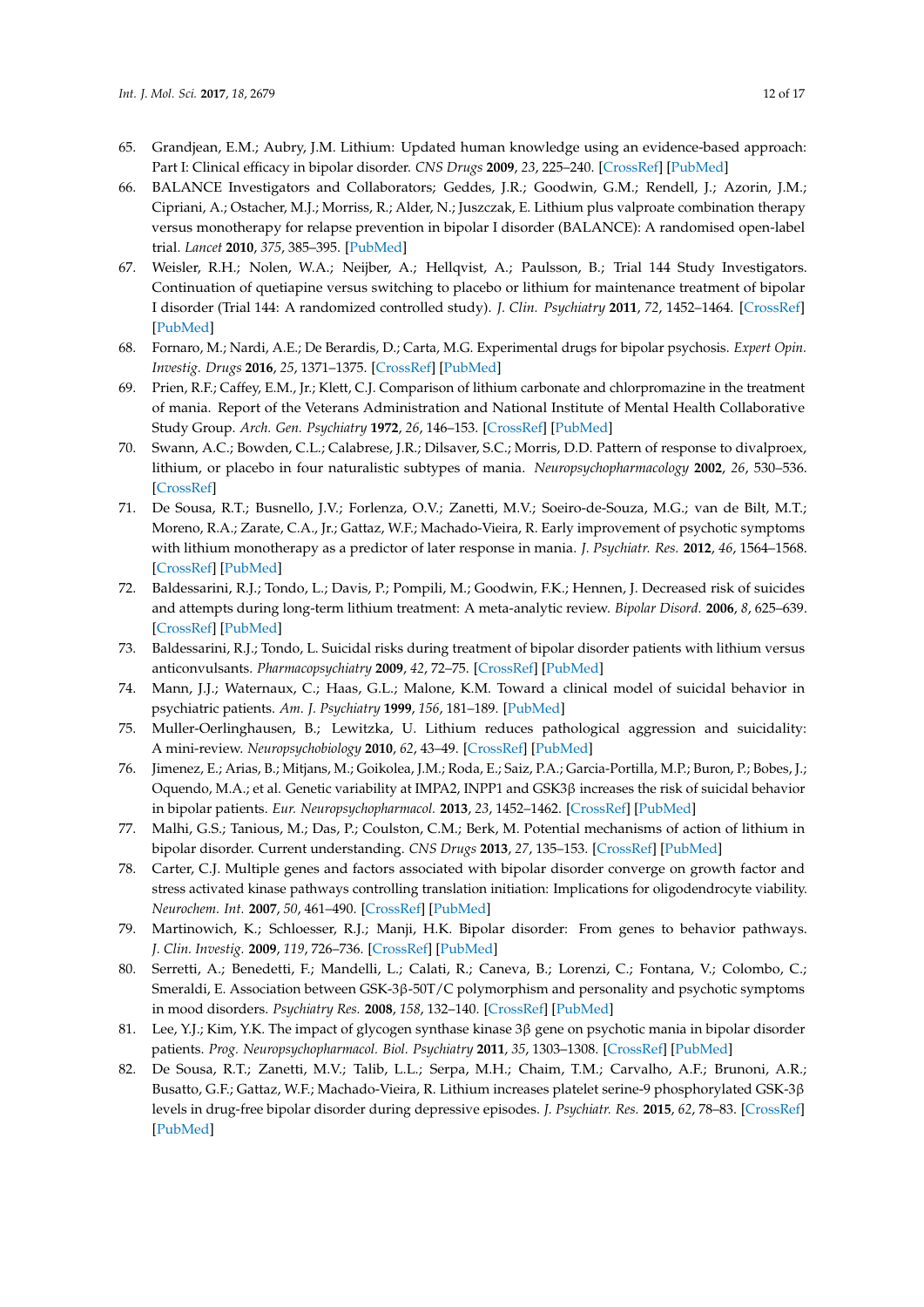65. Grandjean, E.M.; Aubry, J.M. Lithium: Updated human knowledge using an evidence-based approach: Part I: Clinical efficacy in bipolar disorder. *CNS Drugs* **2009**, *23*, 225–240. [CrossRef] [PubMed]
66. BALANCE Investigators and Collaborators; Geddes, J.R.; Goodwin, G.M.; Rendell, J.; Azorin, J.M.; Cipriani, A.; Ostacher, M.J.; Morriss, R.; Alder, N.; Juszczak, E. Lithium plus valproate combination therapy versus monotherapy for relapse prevention in bipolar I disorder (BALANCE): A randomised open-label trial. *Lancet* **2010**, *375*, 385–395. [PubMed]
67. Weisler, R.H.; Nolen, W.A.; Neijber, A.; Hellqvist, A.; Paulsson, B.; Trial 144 Study Investigators. Continuation of quetiapine versus switching to placebo or lithium for maintenance treatment of bipolar I disorder (Trial 144: A randomized controlled study). *J. Clin. Psychiatry* **2011**, *72*, 1452–1464. [CrossRef] [PubMed]
68. Fornaro, M.; Nardi, A.E.; De Berardis, D.; Carta, M.G. Experimental drugs for bipolar psychosis. *Expert Opin. Investig. Drugs* **2016**, *25*, 1371–1375. [CrossRef] [PubMed]
69. Prien, R.F.; Caffey, E.M., Jr.; Klett, C.J. Comparison of lithium carbonate and chlorpromazine in the treatment of mania. Report of the Veterans Administration and National Institute of Mental Health Collaborative Study Group. *Arch. Gen. Psychiatry* **1972**, *26*, 146–153. [CrossRef] [PubMed]
70. Swann, A.C.; Bowden, C.L.; Calabrese, J.R.; Dilsaver, S.C.; Morris, D.D. Pattern of response to divalproex, lithium, or placebo in four naturalistic subtypes of mania. *Neuropsychopharmacology* **2002**, *26*, 530–536. [CrossRef]
71. De Sousa, R.T.; Busnello, J.V.; Forlenza, O.V.; Zanetti, M.V.; Soeiro-de-Souza, M.G.; van de Bilt, M.T.; Moreno, R.A.; Zarate, C.A., Jr.; Gattaz, W.F.; Machado-Vieira, R. Early improvement of psychotic symptoms with lithium monotherapy as a predictor of later response in mania. *J. Psychiatr. Res.* **2012**, *46*, 1564–1568. [CrossRef] [PubMed]
72. Baldessarini, R.J.; Tondo, L.; Davis, P.; Pompili, M.; Goodwin, F.K.; Hennen, J. Decreased risk of suicides and attempts during long-term lithium treatment: A meta-analytic review. *Bipolar Disord.* **2006**, *8*, 625–639. [CrossRef] [PubMed]
73. Baldessarini, R.J.; Tondo, L. Suicidal risks during treatment of bipolar disorder patients with lithium versus anticonvulsants. *Pharmacopsychiatry* **2009**, *42*, 72–75. [CrossRef] [PubMed]
74. Mann, J.J.; Waternaux, C.; Haas, G.L.; Malone, K.M. Toward a clinical model of suicidal behavior in psychiatric patients. *Am. J. Psychiatry* **1999**, *156*, 181–189. [PubMed]
75. Muller-Oerlinghausen, B.; Lewitzka, U. Lithium reduces pathological aggression and suicidality: A mini-review. *Neuropsychobiology* **2010**, *62*, 43–49. [CrossRef] [PubMed]
76. Jimenez, E.; Arias, B.; Mitjans, M.; Goikolea, J.M.; Roda, E.; Saiz, P.A.; Garcia-Portilla, M.P.; Buron, P.; Bobes, J.; Oquendo, M.A.; et al. Genetic variability at IMPA2, INPP1 and GSK3β increases the risk of suicidal behavior in bipolar patients. *Eur. Neuropsychopharmacol.* **2013**, *23*, 1452–1462. [CrossRef] [PubMed]
77. Malhi, G.S.; Tanious, M.; Das, P.; Coulston, C.M.; Berk, M. Potential mechanisms of action of lithium in bipolar disorder. Current understanding. *CNS Drugs* **2013**, *27*, 135–153. [CrossRef] [PubMed]
78. Carter, C.J. Multiple genes and factors associated with bipolar disorder converge on growth factor and stress activated kinase pathways controlling translation initiation: Implications for oligodendrocyte viability. *Neurochem. Int.* **2007**, *50*, 461–490. [CrossRef] [PubMed]
79. Martinowich, K.; Schloesser, R.J.; Manji, H.K. Bipolar disorder: From genes to behavior pathways. *J. Clin. Investig.* **2009**, *119*, 726–736. [CrossRef] [PubMed]
80. Serretti, A.; Benedetti, F.; Mandelli, L.; Calati, R.; Caneva, B.; Lorenzi, C.; Fontana, V.; Colombo, C.; Smeraldi, E. Association between GSK-3β-50T/C polymorphism and personality and psychotic symptoms in mood disorders. *Psychiatry Res.* **2008**, *158*, 132–140. [CrossRef] [PubMed]
81. Lee, Y.J.; Kim, Y.K. The impact of glycogen synthase kinase 3β gene on psychotic mania in bipolar disorder patients. *Prog. Neuropsychopharmacol. Biol. Psychiatry* **2011**, *35*, 1303–1308. [CrossRef] [PubMed]
82. De Sousa, R.T.; Zanetti, M.V.; Talib, L.L.; Serpa, M.H.; Chaim, T.M.; Carvalho, A.F.; Brunoni, A.R.; Busatto, G.F.; Gattaz, W.F.; Machado-Vieira, R. Lithium increases platelet serine-9 phosphorylated GSK-3β levels in drug-free bipolar disorder during depressive episodes. *J. Psychiatr. Res.* **2015**, *62*, 78–83. [CrossRef] [PubMed]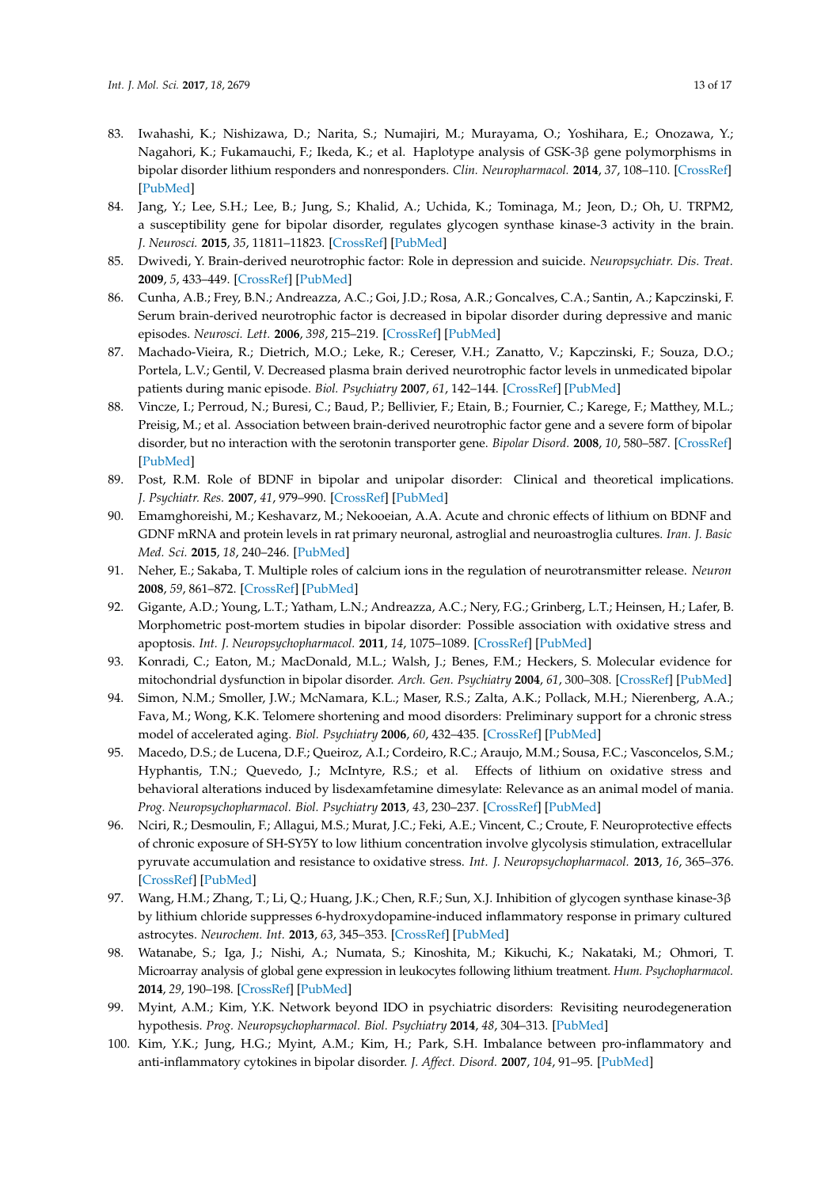83. Iwahashi, K.; Nishizawa, D.; Narita, S.; Numajiri, M.; Murayama, O.; Yoshihara, E.; Onozawa, Y.; Nagahori, K.; Fukamauchi, F.; Ikeda, K.; et al. Haplotype analysis of GSK-3β gene polymorphisms in bipolar disorder lithium responders and nonresponders. *Clin. Neuropharmacol.* **2014**, *37*, 108–110. [CrossRef] [PubMed]
84. Jang, Y.; Lee, S.H.; Lee, B.; Jung, S.; Khalid, A.; Uchida, K.; Tominaga, M.; Jeon, D.; Oh, U. TRPM2, a susceptibility gene for bipolar disorder, regulates glycogen synthase kinase-3 activity in the brain. *J. Neurosci.* **2015**, *35*, 11811–11823. [CrossRef] [PubMed]
85. Dwivedi, Y. Brain-derived neurotrophic factor: Role in depression and suicide. *Neuropsychiatr. Dis. Treat.* **2009**, *5*, 433–449. [CrossRef] [PubMed]
86. Cunha, A.B.; Frey, B.N.; Andreazza, A.C.; Goi, J.D.; Rosa, A.R.; Goncalves, C.A.; Santin, A.; Kapczinski, F. Serum brain-derived neurotrophic factor is decreased in bipolar disorder during depressive and manic episodes. *Neurosci. Lett.* **2006**, *398*, 215–219. [CrossRef] [PubMed]
87. Machado-Vieira, R.; Dietrich, M.O.; Leke, R.; Cereser, V.H.; Zanatto, V.; Kapczinski, F.; Souza, D.O.; Portela, L.V.; Gentil, V. Decreased plasma brain derived neurotrophic factor levels in unmedicated bipolar patients during manic episode. *Biol. Psychiatry* **2007**, *61*, 142–144. [CrossRef] [PubMed]
88. Vincze, I.; Perroud, N.; Buresi, C.; Baud, P.; Bellivier, F.; Etain, B.; Fournier, C.; Karege, F.; Matthey, M.L.; Preisig, M.; et al. Association between brain-derived neurotrophic factor gene and a severe form of bipolar disorder, but no interaction with the serotonin transporter gene. *Bipolar Disord.* **2008**, *10*, 580–587. [CrossRef] [PubMed]
89. Post, R.M. Role of BDNF in bipolar and unipolar disorder: Clinical and theoretical implications. *J. Psychiatr. Res.* **2007**, *41*, 979–990. [CrossRef] [PubMed]
90. Emamghoreishi, M.; Keshavarz, M.; Nekooeian, A.A. Acute and chronic effects of lithium on BDNF and GDNF mRNA and protein levels in rat primary neuronal, astroglial and neuroastroglia cultures. *Iran. J. Basic Med. Sci.* **2015**, *18*, 240–246. [PubMed]
91. Neher, E.; Sakaba, T. Multiple roles of calcium ions in the regulation of neurotransmitter release. *Neuron* **2008**, *59*, 861–872. [CrossRef] [PubMed]
92. Gigante, A.D.; Young, L.T.; Yatham, L.N.; Andreazza, A.C.; Nery, F.G.; Grinberg, L.T.; Heinsen, H.; Lafer, B. Morphometric post-mortem studies in bipolar disorder: Possible association with oxidative stress and apoptosis. *Int. J. Neuropsychopharmacol.* **2011**, *14*, 1075–1089. [CrossRef] [PubMed]
93. Konradi, C.; Eaton, M.; MacDonald, M.L.; Walsh, J.; Benes, F.M.; Heckers, S. Molecular evidence for mitochondrial dysfunction in bipolar disorder. *Arch. Gen. Psychiatry* **2004**, *61*, 300–308. [CrossRef] [PubMed]
94. Simon, N.M.; Smoller, J.W.; McNamara, K.L.; Maser, R.S.; Zalta, A.K.; Pollack, M.H.; Nierenberg, A.A.; Fava, M.; Wong, K.K. Telomere shortening and mood disorders: Preliminary support for a chronic stress model of accelerated aging. *Biol. Psychiatry* **2006**, *60*, 432–435. [CrossRef] [PubMed]
95. Macedo, D.S.; de Lucena, D.F.; Queiroz, A.I.; Cordeiro, R.C.; Araujo, M.M.; Sousa, F.C.; Vasconcelos, S.M.; Hyphantis, T.N.; Quevedo, J.; McIntyre, R.S.; et al. Effects of lithium on oxidative stress and behavioral alterations induced by lisdexamfetamine dimesylate: Relevance as an animal model of mania. *Prog. Neuropsychopharmacol. Biol. Psychiatry* **2013**, *43*, 230–237. [CrossRef] [PubMed]
96. Nciri, R.; Desmoulin, F.; Allagui, M.S.; Murat, J.C.; Feki, A.E.; Vincent, C.; Croute, F. Neuroprotective effects of chronic exposure of SH-SY5Y to low lithium concentration involve glycolysis stimulation, extracellular pyruvate accumulation and resistance to oxidative stress. *Int. J. Neuropsychopharmacol.* **2013**, *16*, 365–376. [CrossRef] [PubMed]
97. Wang, H.M.; Zhang, T.; Li, Q.; Huang, J.K.; Chen, R.F.; Sun, X.J. Inhibition of glycogen synthase kinase-3β by lithium chloride suppresses 6-hydroxydopamine-induced inflammatory response in primary cultured astrocytes. *Neurochem. Int.* **2013**, *63*, 345–353. [CrossRef] [PubMed]
98. Watanabe, S.; Iga, J.; Nishi, A.; Numata, S.; Kinoshita, M.; Kikuchi, K.; Nakataki, M.; Ohmori, T. Microarray analysis of global gene expression in leukocytes following lithium treatment. *Hum. Psychopharmacol.* **2014**, *29*, 190–198. [CrossRef] [PubMed]
99. Myint, A.M.; Kim, Y.K. Network beyond IDO in psychiatric disorders: Revisiting neurodegeneration hypothesis. *Prog. Neuropsychopharmacol. Biol. Psychiatry* **2014**, *48*, 304–313. [PubMed]
100. Kim, Y.K.; Jung, H.G.; Myint, A.M.; Kim, H.; Park, S.H. Imbalance between pro-inflammatory and anti-inflammatory cytokines in bipolar disorder. *J. Affect. Disord.* **2007**, *104*, 91–95. [PubMed]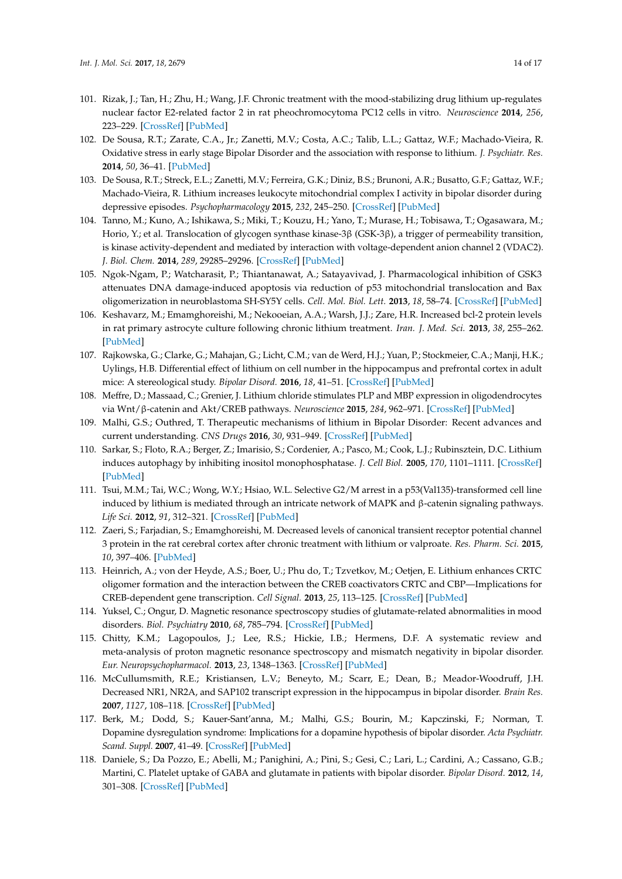101. Rizak, J.; Tan, H.; Zhu, H.; Wang, J.F. Chronic treatment with the mood-stabilizing drug lithium up-regulates nuclear factor E2-related factor 2 in rat pheochromocytoma PC12 cells in vitro. *Neuroscience* **2014**, *256*, 223–229. [CrossRef] [PubMed]
102. De Sousa, R.T.; Zarate, C.A., Jr.; Zanetti, M.V.; Costa, A.C.; Talib, L.L.; Gattaz, W.F.; Machado-Vieira, R. Oxidative stress in early stage Bipolar Disorder and the association with response to lithium. *J. Psychiatr. Res.* **2014**, *50*, 36–41. [PubMed]
103. De Sousa, R.T.; Streck, E.L.; Zanetti, M.V.; Ferreira, G.K.; Diniz, B.S.; Brunoni, A.R.; Busatto, G.F.; Gattaz, W.F.; Machado-Vieira, R. Lithium increases leukocyte mitochondrial complex I activity in bipolar disorder during depressive episodes. *Psychopharmacology* **2015**, *232*, 245–250. [CrossRef] [PubMed]
104. Tanno, M.; Kuno, A.; Ishikawa, S.; Miki, T.; Kouzu, H.; Yano, T.; Murase, H.; Tobisawa, T.; Ogasawara, M.; Horio, Y.; et al. Translocation of glycogen synthase kinase-3β (GSK-3β), a trigger of permeability transition, is kinase activity-dependent and mediated by interaction with voltage-dependent anion channel 2 (VDAC2). *J. Biol. Chem.* **2014**, *289*, 29285–29296. [CrossRef] [PubMed]
105. Ngok-Ngam, P.; Watcharasit, P.; Thiantanawat, A.; Satayavivad, J. Pharmacological inhibition of GSK3 attenuates DNA damage-induced apoptosis via reduction of p53 mitochondrial translocation and Bax oligomerization in neuroblastoma SH-SY5Y cells. *Cell. Mol. Biol. Lett.* **2013**, *18*, 58–74. [CrossRef] [PubMed]
106. Keshavarz, M.; Emamghoreishi, M.; Nekooeian, A.A.; Warsh, J.J.; Zare, H.R. Increased bcl-2 protein levels in rat primary astrocyte culture following chronic lithium treatment. *Iran. J. Med. Sci.* **2013**, *38*, 255–262. [PubMed]
107. Rajkowska, G.; Clarke, G.; Mahajan, G.; Licht, C.M.; van de Werd, H.J.; Yuan, P.; Stockmeier, C.A.; Manji, H.K.; Uylings, H.B. Differential effect of lithium on cell number in the hippocampus and prefrontal cortex in adult mice: A stereological study. *Bipolar Disord.* **2016**, *18*, 41–51. [CrossRef] [PubMed]
108. Meffre, D.; Massaad, C.; Grenier, J. Lithium chloride stimulates PLP and MBP expression in oligodendrocytes via Wnt/β-catenin and Akt/CREB pathways. *Neuroscience* **2015**, *284*, 962–971. [CrossRef] [PubMed]
109. Malhi, G.S.; Outhred, T. Therapeutic mechanisms of lithium in Bipolar Disorder: Recent advances and current understanding. *CNS Drugs* **2016**, *30*, 931–949. [CrossRef] [PubMed]
110. Sarkar, S.; Floto, R.A.; Berger, Z.; Imarisio, S.; Cordenier, A.; Pasco, M.; Cook, L.J.; Rubinsztein, D.C. Lithium induces autophagy by inhibiting inositol monophosphatase. *J. Cell Biol.* **2005**, *170*, 1101–1111. [CrossRef] [PubMed]
111. Tsui, M.M.; Tai, W.C.; Wong, W.Y.; Hsiao, W.L. Selective G2/M arrest in a p53(Val135)-transformed cell line induced by lithium is mediated through an intricate network of MAPK and β-catenin signaling pathways. *Life Sci.* **2012**, *91*, 312–321. [CrossRef] [PubMed]
112. Zaeri, S.; Farjadian, S.; Emamghoreishi, M. Decreased levels of canonical transient receptor potential channel 3 protein in the rat cerebral cortex after chronic treatment with lithium or valproate. *Res. Pharm. Sci.* **2015**, *10*, 397–406. [PubMed]
113. Heinrich, A.; von der Heyde, A.S.; Boer, U.; Phu do, T.; Tzvetkov, M.; Oetjen, E. Lithium enhances CRTC oligomer formation and the interaction between the CREB coactivators CRTC and CBP—Implications for CREB-dependent gene transcription. *Cell Signal.* **2013**, *25*, 113–125. [CrossRef] [PubMed]
114. Yuksel, C.; Ongur, D. Magnetic resonance spectroscopy studies of glutamate-related abnormalities in mood disorders. *Biol. Psychiatry* **2010**, *68*, 785–794. [CrossRef] [PubMed]
115. Chitty, K.M.; Lagopoulos, J.; Lee, R.S.; Hickie, I.B.; Hermens, D.F. A systematic review and meta-analysis of proton magnetic resonance spectroscopy and mismatch negativity in bipolar disorder. *Eur. Neuropsychopharmacol.* **2013**, *23*, 1348–1363. [CrossRef] [PubMed]
116. McCullumsmith, R.E.; Kristiansen, L.V.; Beneyto, M.; Scarr, E.; Dean, B.; Meador-Woodruff, J.H. Decreased NR1, NR2A, and SAP102 transcript expression in the hippocampus in bipolar disorder. *Brain Res.* **2007**, *1127*, 108–118. [CrossRef] [PubMed]
117. Berk, M.; Dodd, S.; Kauer-Sant'anna, M.; Malhi, G.S.; Bourin, M.; Kapczinski, F.; Norman, T. Dopamine dysregulation syndrome: Implications for a dopamine hypothesis of bipolar disorder. *Acta Psychiatr. Scand. Suppl.* **2007**, 41–49. [CrossRef] [PubMed]
118. Daniele, S.; Da Pozzo, E.; Abelli, M.; Panighini, A.; Pini, S.; Gesi, C.; Lari, L.; Cardini, A.; Cassano, G.B.; Martini, C. Platelet uptake of GABA and glutamate in patients with bipolar disorder. *Bipolar Disord.* **2012**, *14*, 301–308. [CrossRef] [PubMed]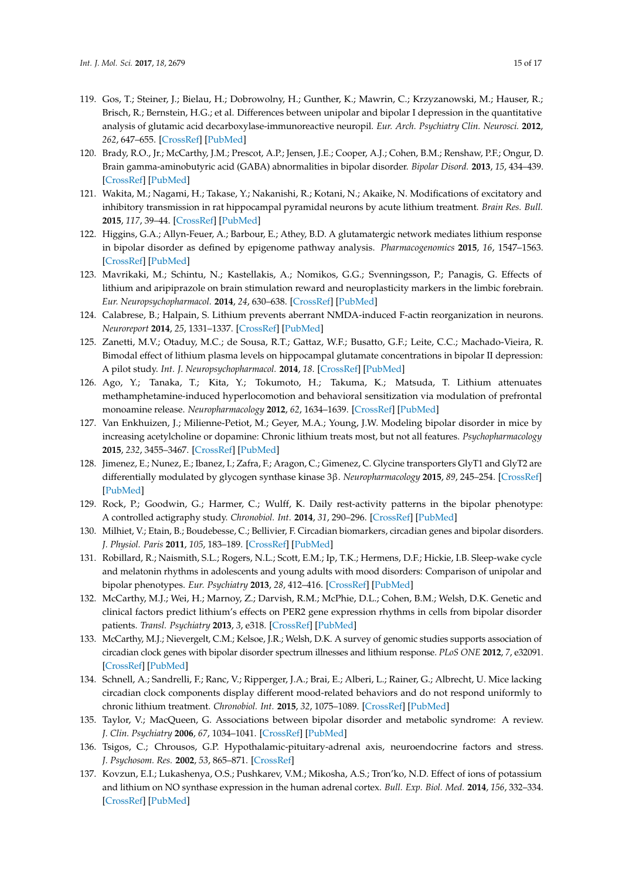119. Gos, T.; Steiner, J.; Bielau, H.; Dobrowolny, H.; Gunther, K.; Mawrin, C.; Krzyzanowski, M.; Hauser, R.; Brisch, R.; Bernstein, H.G.; et al. Differences between unipolar and bipolar I depression in the quantitative analysis of glutamic acid decarboxylase-immunoreactive neuropil. *Eur. Arch. Psychiatry Clin. Neurosci.* **2012**, *262*, 647–655. [CrossRef] [PubMed]
120. Brady, R.O., Jr.; McCarthy, J.M.; Prescot, A.P.; Jensen, J.E.; Cooper, A.J.; Cohen, B.M.; Renshaw, P.F.; Ongur, D. Brain gamma-aminobutyric acid (GABA) abnormalities in bipolar disorder. *Bipolar Disord.* **2013**, *15*, 434–439. [CrossRef] [PubMed]
121. Wakita, M.; Nagami, H.; Takase, Y.; Nakanishi, R.; Kotani, N.; Akaike, N. Modifications of excitatory and inhibitory transmission in rat hippocampal pyramidal neurons by acute lithium treatment. *Brain Res. Bull.* **2015**, *117*, 39–44. [CrossRef] [PubMed]
122. Higgins, G.A.; Allyn-Feuer, A.; Barbour, E.; Athey, B.D. A glutamatergic network mediates lithium response in bipolar disorder as defined by epigenome pathway analysis. *Pharmacogenomics* **2015**, *16*, 1547–1563. [CrossRef] [PubMed]
123. Mavrikaki, M.; Schintu, N.; Kastellakis, A.; Nomikos, G.G.; Svenningsson, P.; Panagis, G. Effects of lithium and aripiprazole on brain stimulation reward and neuroplasticity markers in the limbic forebrain. *Eur. Neuropsychopharmacol.* **2014**, *24*, 630–638. [CrossRef] [PubMed]
124. Calabrese, B.; Halpain, S. Lithium prevents aberrant NMDA-induced F-actin reorganization in neurons. *Neuroreport* **2014**, *25*, 1331–1337. [CrossRef] [PubMed]
125. Zanetti, M.V.; Otaduy, M.C.; de Sousa, R.T.; Gattaz, W.F.; Busatto, G.F.; Leite, C.C.; Machado-Vieira, R. Bimodal effect of lithium plasma levels on hippocampal glutamate concentrations in bipolar II depression: A pilot study. *Int. J. Neuropsychopharmacol.* **2014**, *18*. [CrossRef] [PubMed]
126. Ago, Y.; Tanaka, T.; Kita, Y.; Tokumoto, H.; Takuma, K.; Matsuda, T. Lithium attenuates methamphetamine-induced hyperlocomotion and behavioral sensitization via modulation of prefrontal monoamine release. *Neuropharmacology* **2012**, *62*, 1634–1639. [CrossRef] [PubMed]
127. Van Enkhuizen, J.; Milienne-Petiot, M.; Geyer, M.A.; Young, J.W. Modeling bipolar disorder in mice by increasing acetylcholine or dopamine: Chronic lithium treats most, but not all features. *Psychopharmacology* **2015**, *232*, 3455–3467. [CrossRef] [PubMed]
128. Jimenez, E.; Nunez, E.; Ibanez, I.; Zafra, F.; Aragon, C.; Gimenez, C. Glycine transporters GlyT1 and GlyT2 are differentially modulated by glycogen synthase kinase 3β. *Neuropharmacology* **2015**, *89*, 245–254. [CrossRef] [PubMed]
129. Rock, P.; Goodwin, G.; Harmer, C.; Wulff, K. Daily rest-activity patterns in the bipolar phenotype: A controlled actigraphy study. *Chronobiol. Int.* **2014**, *31*, 290–296. [CrossRef] [PubMed]
130. Milhiet, V.; Etain, B.; Boudebesse, C.; Bellivier, F. Circadian biomarkers, circadian genes and bipolar disorders. *J. Physiol. Paris* **2011**, *105*, 183–189. [CrossRef] [PubMed]
131. Robillard, R.; Naismith, S.L.; Rogers, N.L.; Scott, E.M.; Ip, T.K.; Hermens, D.F.; Hickie, I.B. Sleep-wake cycle and melatonin rhythms in adolescents and young adults with mood disorders: Comparison of unipolar and bipolar phenotypes. *Eur. Psychiatry* **2013**, *28*, 412–416. [CrossRef] [PubMed]
132. McCarthy, M.J.; Wei, H.; Marnoy, Z.; Darvish, R.M.; McPhie, D.L.; Cohen, B.M.; Welsh, D.K. Genetic and clinical factors predict lithium's effects on PER2 gene expression rhythms in cells from bipolar disorder patients. *Transl. Psychiatry* **2013**, *3*, e318. [CrossRef] [PubMed]
133. McCarthy, M.J.; Nievergelt, C.M.; Kelsoe, J.R.; Welsh, D.K. A survey of genomic studies supports association of circadian clock genes with bipolar disorder spectrum illnesses and lithium response. *PLoS ONE* **2012**, *7*, e32091. [CrossRef] [PubMed]
134. Schnell, A.; Sandrelli, F.; Ranc, V.; Ripperger, J.A.; Brai, E.; Alberi, L.; Rainer, G.; Albrecht, U. Mice lacking circadian clock components display different mood-related behaviors and do not respond uniformly to chronic lithium treatment. *Chronobiol. Int.* **2015**, *32*, 1075–1089. [CrossRef] [PubMed]
135. Taylor, V.; MacQueen, G. Associations between bipolar disorder and metabolic syndrome: A review. *J. Clin. Psychiatry* **2006**, *67*, 1034–1041. [CrossRef] [PubMed]
136. Tsigos, C.; Chrousos, G.P. Hypothalamic-pituitary-adrenal axis, neuroendocrine factors and stress. *J. Psychosom. Res.* **2002**, *53*, 865–871. [CrossRef]
137. Kovzun, E.I.; Lukashenya, O.S.; Pushkarev, V.M.; Mikosha, A.S.; Tron'ko, N.D. Effect of ions of potassium and lithium on NO synthase expression in the human adrenal cortex. *Bull. Exp. Biol. Med.* **2014**, *156*, 332–334. [CrossRef] [PubMed]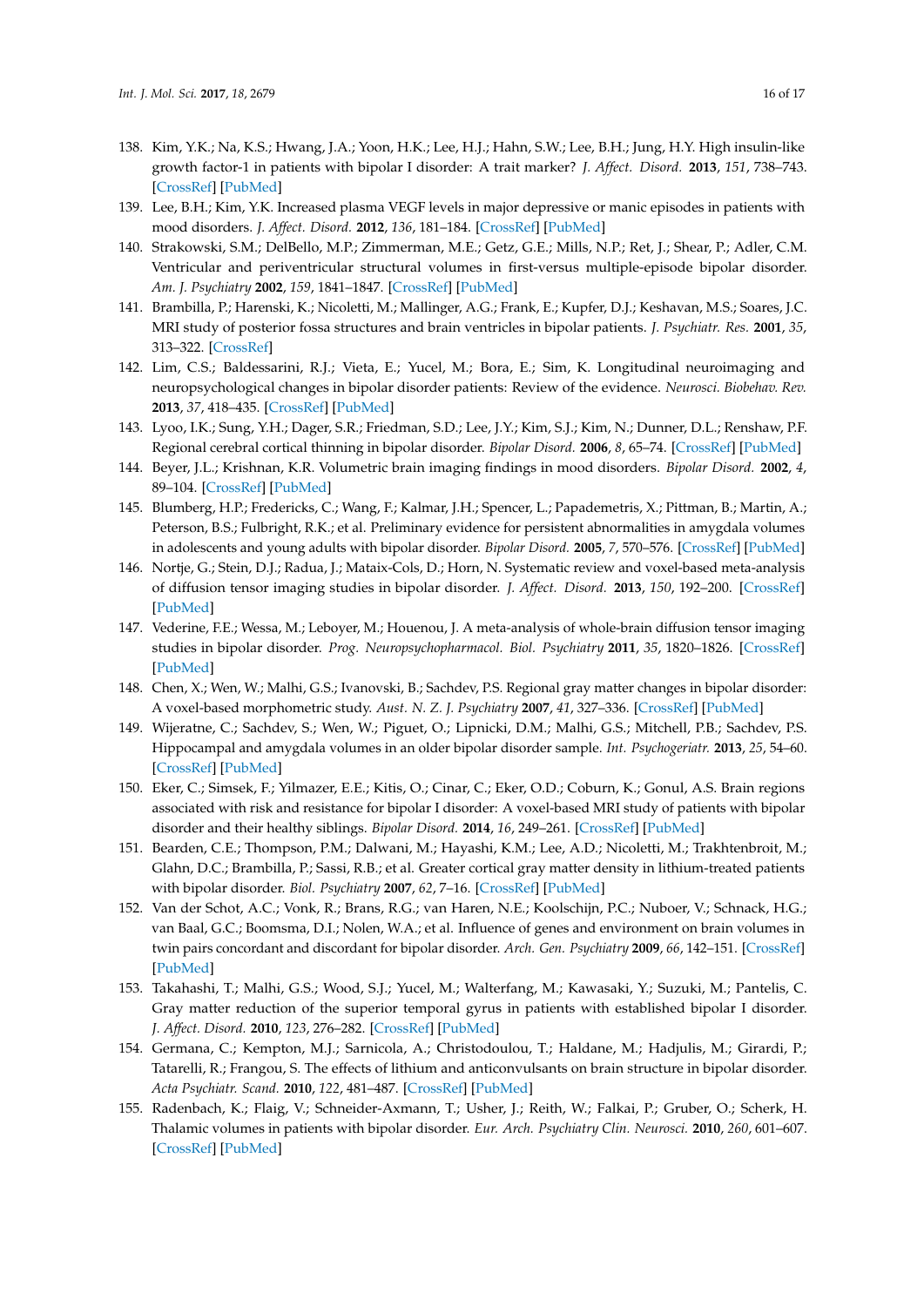138. Kim, Y.K.; Na, K.S.; Hwang, J.A.; Yoon, H.K.; Lee, H.J.; Hahn, S.W.; Lee, B.H.; Jung, H.Y. High insulin-like growth factor-1 in patients with bipolar I disorder: A trait marker? *J. Affect. Disord.* **2013**, *151*, 738–743. [CrossRef] [PubMed]
139. Lee, B.H.; Kim, Y.K. Increased plasma VEGF levels in major depressive or manic episodes in patients with mood disorders. *J. Affect. Disord.* **2012**, *136*, 181–184. [CrossRef] [PubMed]
140. Strakowski, S.M.; DelBello, M.P.; Zimmerman, M.E.; Getz, G.E.; Mills, N.P.; Ret, J.; Shear, P.; Adler, C.M. Ventricular and periventricular structural volumes in first-versus multiple-episode bipolar disorder. *Am. J. Psychiatry* **2002**, *159*, 1841–1847. [CrossRef] [PubMed]
141. Brambilla, P.; Harenski, K.; Nicoletti, M.; Mallinger, A.G.; Frank, E.; Kupfer, D.J.; Keshavan, M.S.; Soares, J.C. MRI study of posterior fossa structures and brain ventricles in bipolar patients. *J. Psychiatr. Res.* **2001**, *35*, 313–322. [CrossRef]
142. Lim, C.S.; Baldessarini, R.J.; Vieta, E.; Yucel, M.; Bora, E.; Sim, K. Longitudinal neuroimaging and neuropsychological changes in bipolar disorder patients: Review of the evidence. *Neurosci. Biobehav. Rev.* **2013**, *37*, 418–435. [CrossRef] [PubMed]
143. Lyoo, I.K.; Sung, Y.H.; Dager, S.R.; Friedman, S.D.; Lee, J.Y.; Kim, S.J.; Kim, N.; Dunner, D.L.; Renshaw, P.F. Regional cerebral cortical thinning in bipolar disorder. *Bipolar Disord.* **2006**, *8*, 65–74. [CrossRef] [PubMed]
144. Beyer, J.L.; Krishnan, K.R. Volumetric brain imaging findings in mood disorders. *Bipolar Disord.* **2002**, *4*, 89–104. [CrossRef] [PubMed]
145. Blumberg, H.P.; Fredericks, C.; Wang, F.; Kalmar, J.H.; Spencer, L.; Papademetris, X.; Pittman, B.; Martin, A.; Peterson, B.S.; Fulbright, R.K.; et al. Preliminary evidence for persistent abnormalities in amygdala volumes in adolescents and young adults with bipolar disorder. *Bipolar Disord.* **2005**, *7*, 570–576. [CrossRef] [PubMed]
146. Nortje, G.; Stein, D.J.; Radua, J.; Mataix-Cols, D.; Horn, N. Systematic review and voxel-based meta-analysis of diffusion tensor imaging studies in bipolar disorder. *J. Affect. Disord.* **2013**, *150*, 192–200. [CrossRef] [PubMed]
147. Vederine, F.E.; Wessa, M.; Leboyer, M.; Houenou, J. A meta-analysis of whole-brain diffusion tensor imaging studies in bipolar disorder. *Prog. Neuropsychopharmacol. Biol. Psychiatry* **2011**, *35*, 1820–1826. [CrossRef] [PubMed]
148. Chen, X.; Wen, W.; Malhi, G.S.; Ivanovski, B.; Sachdev, P.S. Regional gray matter changes in bipolar disorder: A voxel-based morphometric study. *Aust. N. Z. J. Psychiatry* **2007**, *41*, 327–336. [CrossRef] [PubMed]
149. Wijeratne, C.; Sachdev, S.; Wen, W.; Piguet, O.; Lipnicki, D.M.; Malhi, G.S.; Mitchell, P.B.; Sachdev, P.S. Hippocampal and amygdala volumes in an older bipolar disorder sample. *Int. Psychogeriatr.* **2013**, *25*, 54–60. [CrossRef] [PubMed]
150. Eker, C.; Simsek, F.; Yilmazer, E.E.; Kitis, O.; Cinar, C.; Eker, O.D.; Coburn, K.; Gonul, A.S. Brain regions associated with risk and resistance for bipolar I disorder: A voxel-based MRI study of patients with bipolar disorder and their healthy siblings. *Bipolar Disord.* **2014**, *16*, 249–261. [CrossRef] [PubMed]
151. Bearden, C.E.; Thompson, P.M.; Dalwani, M.; Hayashi, K.M.; Lee, A.D.; Nicoletti, M.; Trakhtenbroit, M.; Glahn, D.C.; Brambilla, P.; Sassi, R.B.; et al. Greater cortical gray matter density in lithium-treated patients with bipolar disorder. *Biol. Psychiatry* **2007**, *62*, 7–16. [CrossRef] [PubMed]
152. Van der Schot, A.C.; Vonk, R.; Brans, R.G.; van Haren, N.E.; Koolschijn, P.C.; Nuboer, V.; Schnack, H.G.; van Baal, G.C.; Boomsma, D.I.; Nolen, W.A.; et al. Influence of genes and environment on brain volumes in twin pairs concordant and discordant for bipolar disorder. *Arch. Gen. Psychiatry* **2009**, *66*, 142–151. [CrossRef] [PubMed]
153. Takahashi, T.; Malhi, G.S.; Wood, S.J.; Yucel, M.; Walterfang, M.; Kawasaki, Y.; Suzuki, M.; Pantelis, C. Gray matter reduction of the superior temporal gyrus in patients with established bipolar I disorder. *J. Affect. Disord.* **2010**, *123*, 276–282. [CrossRef] [PubMed]
154. Germana, C.; Kempton, M.J.; Sarnicola, A.; Christodoulou, T.; Haldane, M.; Hadjulis, M.; Girardi, P.; Tatarelli, R.; Frangou, S. The effects of lithium and anticonvulsants on brain structure in bipolar disorder. *Acta Psychiatr. Scand.* **2010**, *122*, 481–487. [CrossRef] [PubMed]
155. Radenbach, K.; Flaig, V.; Schneider-Axmann, T.; Usher, J.; Reith, W.; Falkai, P.; Gruber, O.; Scherk, H. Thalamic volumes in patients with bipolar disorder. *Eur. Arch. Psychiatry Clin. Neurosci.* **2010**, *260*, 601–607. [CrossRef] [PubMed]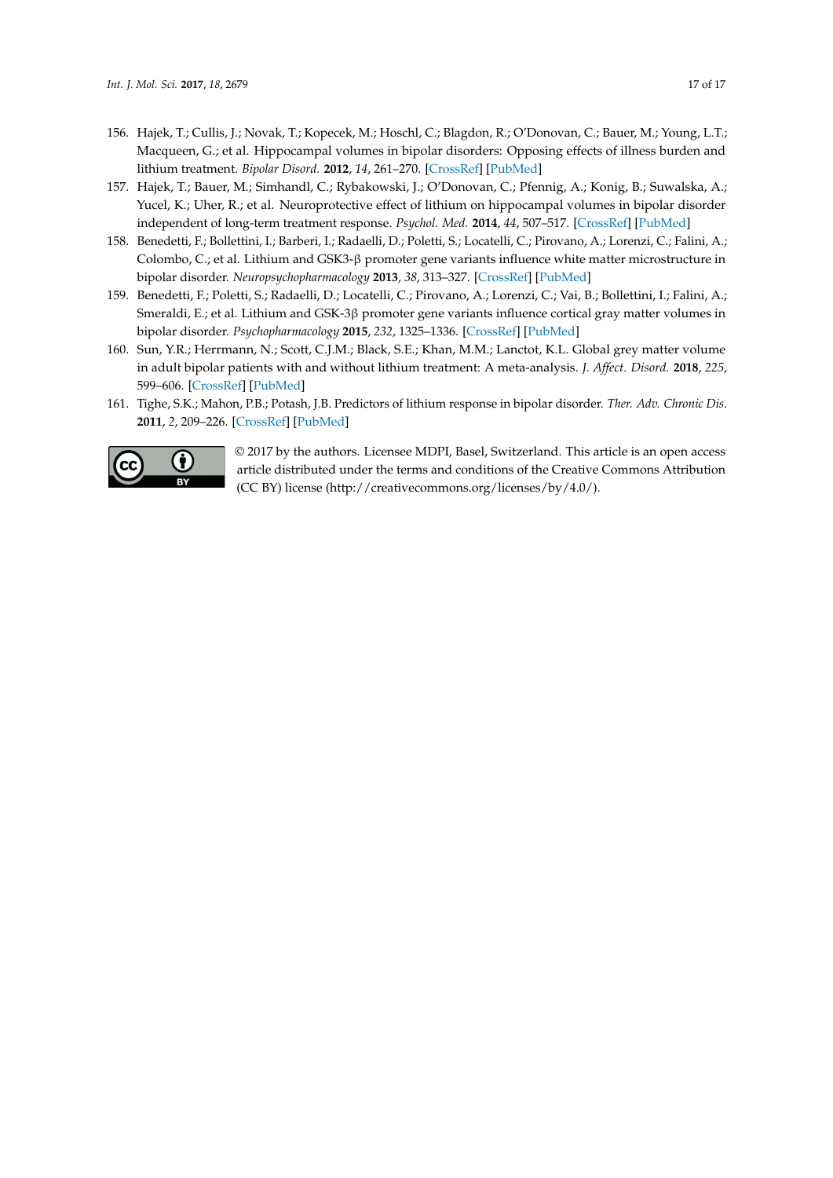156. Hajek, T.; Cullis, J.; Novak, T.; Kopecek, M.; Hoschl, C.; Blagdon, R.; O'Donovan, C.; Bauer, M.; Young, L.T.; Macqueen, G.; et al. Hippocampal volumes in bipolar disorders: Opposing effects of illness burden and lithium treatment. *Bipolar Disord.* **2012**, *14*, 261–270. [CrossRef] [PubMed]
157. Hajek, T.; Bauer, M.; Simhandl, C.; Rybakowski, J.; O'Donovan, C.; Pfennig, A.; Konig, B.; Suwalska, A.; Yucel, K.; Uher, R.; et al. Neuroprotective effect of lithium on hippocampal volumes in bipolar disorder independent of long-term treatment response. *Psychol. Med.* **2014**, *44*, 507–517. [CrossRef] [PubMed]
158. Benedetti, F.; Bollettini, I.; Barberi, I.; Radaelli, D.; Poletti, S.; Locatelli, C.; Pirovano, A.; Lorenzi, C.; Falini, A.; Colombo, C.; et al. Lithium and GSK3-β promoter gene variants influence white matter microstructure in bipolar disorder. *Neuropsychopharmacology* **2013**, *38*, 313–327. [CrossRef] [PubMed]
159. Benedetti, F.; Poletti, S.; Radaelli, D.; Locatelli, C.; Pirovano, A.; Lorenzi, C.; Vai, B.; Bollettini, I.; Falini, A.; Smeraldi, E.; et al. Lithium and GSK-3β promoter gene variants influence cortical gray matter volumes in bipolar disorder. *Psychopharmacology* **2015**, *232*, 1325–1336. [CrossRef] [PubMed]
160. Sun, Y.R.; Herrmann, N.; Scott, C.J.M.; Black, S.E.; Khan, M.M.; Lanctot, K.L. Global grey matter volume in adult bipolar patients with and without lithium treatment: A meta-analysis. *J. Affect. Disord.* **2018**, *225*, 599–606. [CrossRef] [PubMed]
161. Tighe, S.K.; Mahon, P.B.; Potash, J.B. Predictors of lithium response in bipolar disorder. *Ther. Adv. Chronic Dis.* **2011**, *2*, 209–226. [CrossRef] [PubMed]

© 2017 by the authors. Licensee MDPI, Basel, Switzerland. This article is an open access article distributed under the terms and conditions of the Creative Commons Attribution (CC BY) license (http://creativecommons.org/licenses/by/4.0/).